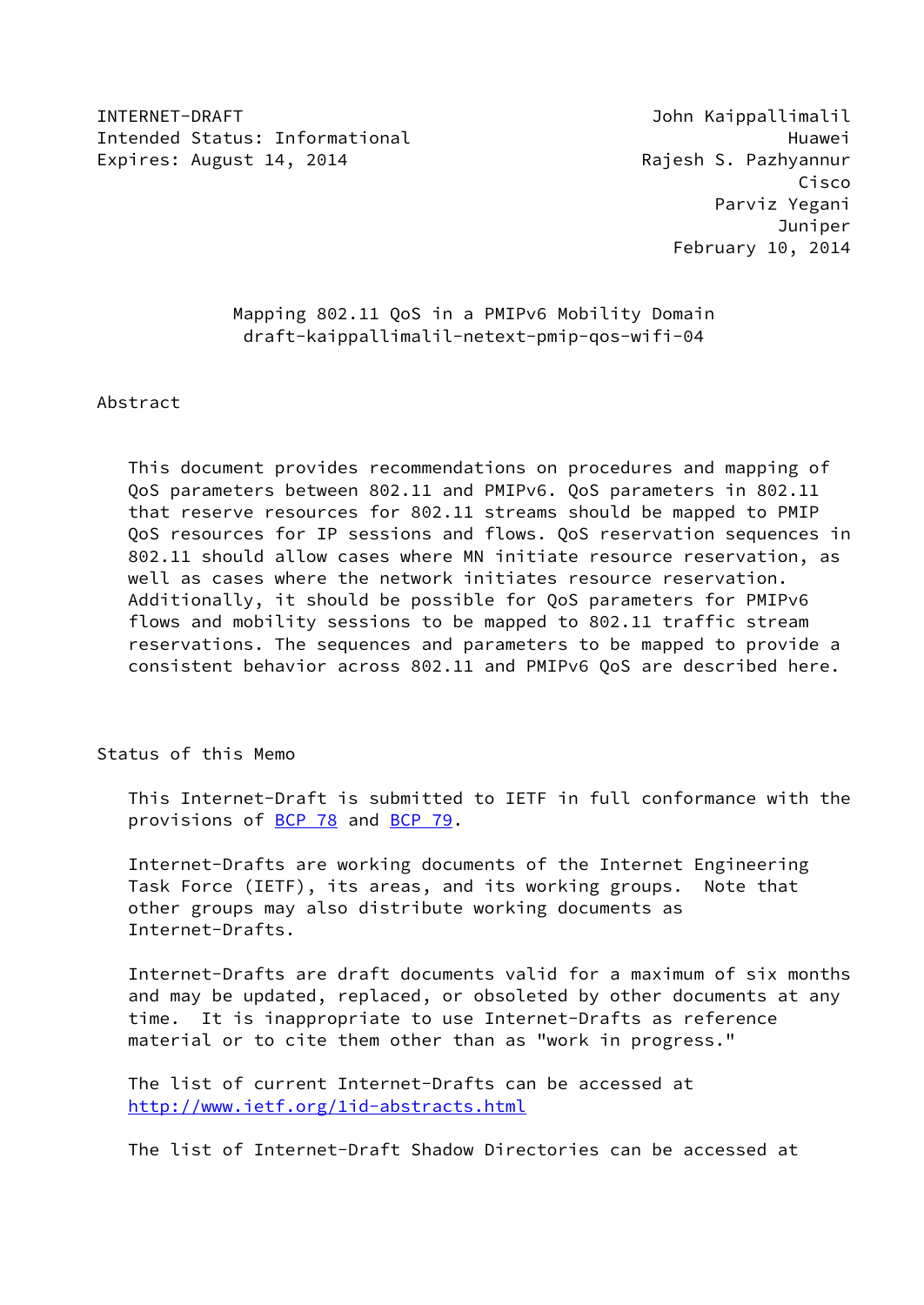INTERNET-DRAFT — John Kaippallimalil, Huawei
Intended Status: Informational — Rajesh S. Pazhyannur, Cisco
Expires: August 14, 2014 — Parviz Yegani, Juniper

February 10, 2014

# Mapping 802.11 QoS in a PMIPv6 Mobility Domain
draft-kaippallimalil-netext-pmip-qos-wifi-04

## Abstract

This document provides recommendations on procedures and mapping of QoS parameters between 802.11 and PMIPv6. QoS parameters in 802.11 that reserve resources for 802.11 streams should be mapped to PMIP QoS resources for IP sessions and flows. QoS reservation sequences in 802.11 should allow cases where MN initiate resource reservation, as well as cases where the network initiates resource reservation. Additionally, it should be possible for QoS parameters for PMIPv6 flows and mobility sessions to be mapped to 802.11 traffic stream reservations. The sequences and parameters to be mapped to provide a consistent behavior across 802.11 and PMIPv6 QoS are described here.

## Status of this Memo

This Internet-Draft is submitted to IETF in full conformance with the provisions of BCP 78 and BCP 79.

Internet-Drafts are working documents of the Internet Engineering Task Force (IETF), its areas, and its working groups. Note that other groups may also distribute working documents as Internet-Drafts.

Internet-Drafts are draft documents valid for a maximum of six months and may be updated, replaced, or obsoleted by other documents at any time. It is inappropriate to use Internet-Drafts as reference material or to cite them other than as "work in progress."

The list of current Internet-Drafts can be accessed at http://www.ietf.org/1id-abstracts.html

The list of Internet-Draft Shadow Directories can be accessed at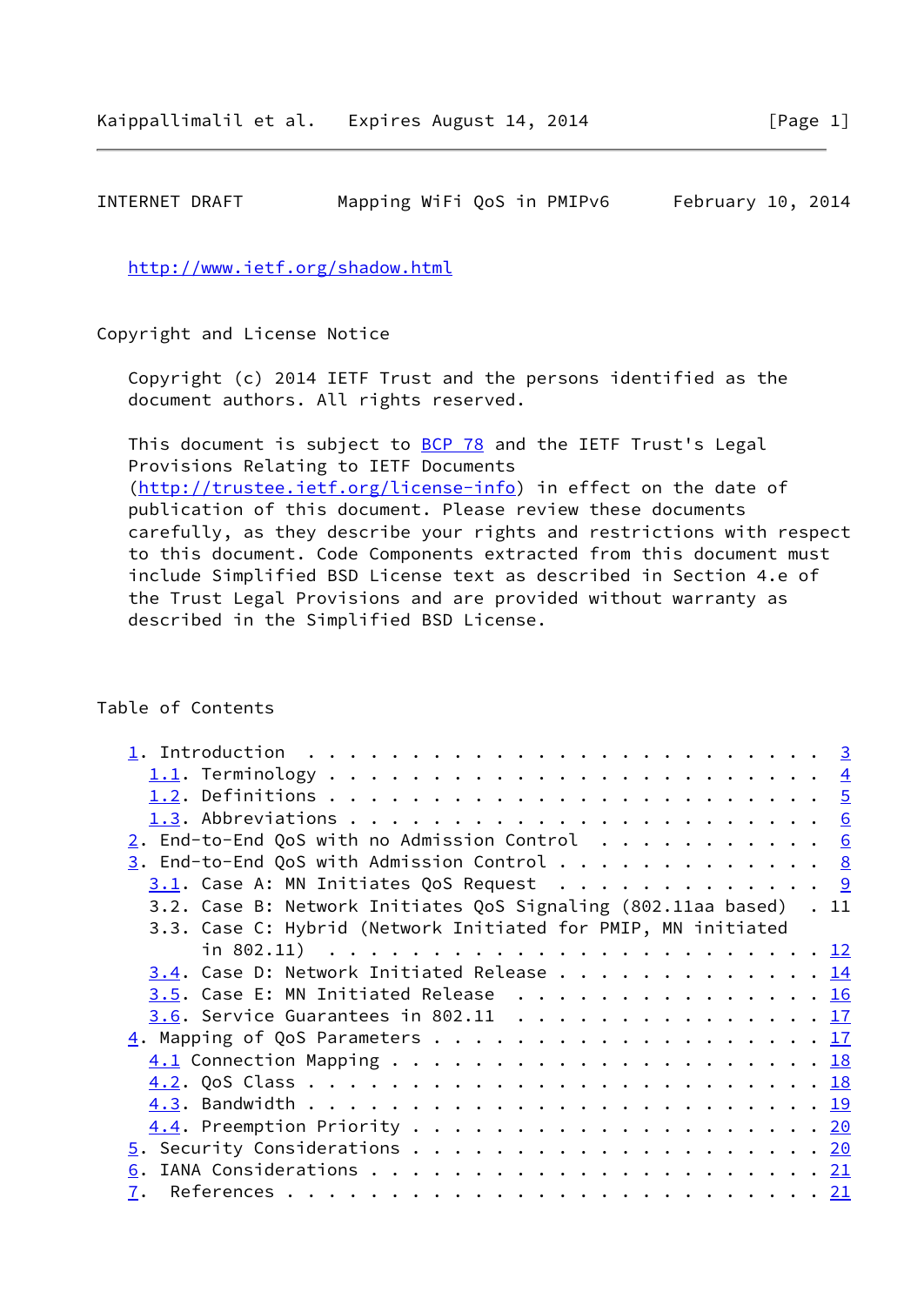http://www.ietf.org/shadow.html

Copyright and License Notice

Copyright (c) 2014 IETF Trust and the persons identified as the document authors. All rights reserved.

This document is subject to BCP 78 and the IETF Trust's Legal Provisions Relating to IETF Documents (http://trustee.ietf.org/license-info) in effect on the date of publication of this document. Please review these documents carefully, as they describe your rights and restrictions with respect to this document. Code Components extracted from this document must include Simplified BSD License text as described in Section 4.e of the Trust Legal Provisions and are provided without warranty as described in the Simplified BSD License.

Table of Contents

```
   1. Introduction  . . . . . . . . . . . . . . . . . . . . . . . .  3
     1.1. Terminology . . . . . . . . . . . . . . . . . . . . . . .  4
     1.2. Definitions . . . . . . . . . . . . . . . . . . . . . . .  5
     1.3. Abbreviations . . . . . . . . . . . . . . . . . . . . . .  6
   2. End-to-End QoS with no Admission Control  . . . . . . . . . .  6
   3. End-to-End QoS with Admission Control . . . . . . . . . . . .  8
     3.1. Case A: MN Initiates QoS Request  . . . . . . . . . . . .  9
     3.2. Case B: Network Initiates QoS Signaling (802.11aa based)  . 11
     3.3. Case C: Hybrid (Network Initiated for PMIP, MN initiated
          in 802.11)  . . . . . . . . . . . . . . . . . . . . . . . . 12
     3.4. Case D: Network Initiated Release . . . . . . . . . . . . . 14
     3.5. Case E: MN Initiated Release  . . . . . . . . . . . . . . . 16
     3.6. Service Guarantees in 802.11  . . . . . . . . . . . . . . . 17
   4. Mapping of QoS Parameters . . . . . . . . . . . . . . . . . . . 17
    4.1 Connection Mapping . . . . . . . . . . . . . . . . . . . . . 18
     4.2. QoS Class . . . . . . . . . . . . . . . . . . . . . . . . . 18
     4.3. Bandwidth . . . . . . . . . . . . . . . . . . . . . . . . . 19
     4.4. Preemption Priority . . . . . . . . . . . . . . . . . . . . 20
   5. Security Considerations . . . . . . . . . . . . . . . . . . . . 20
   6. IANA Considerations . . . . . . . . . . . . . . . . . . . . . . 21
   7.  References . . . . . . . . . . . . . . . . . . . . . . . . . . 21
```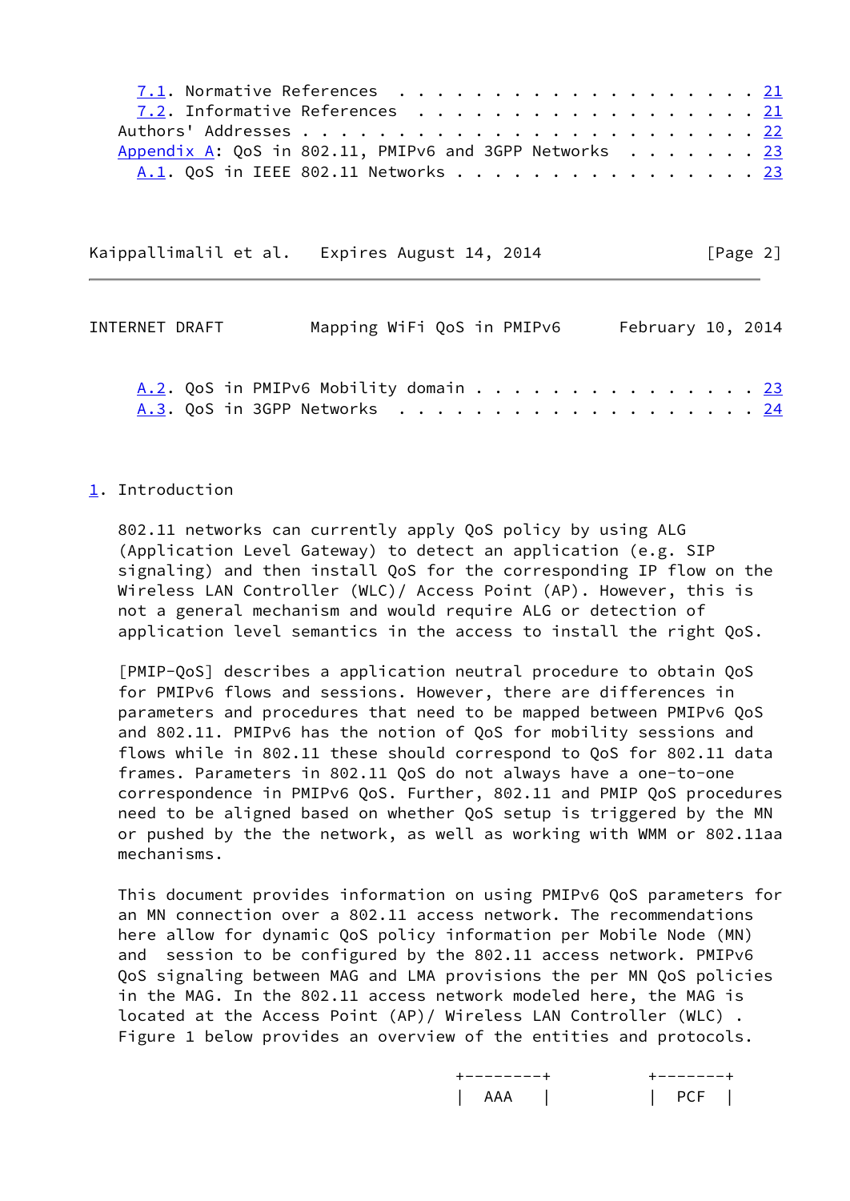7.1. Normative References . . . . . . . . . . . . . . . . . . . 21
7.2. Informative References . . . . . . . . . . . . . . . . . . 21
Authors' Addresses . . . . . . . . . . . . . . . . . . . . . . . 22
Appendix A: QoS in 802.11, PMIPv6 and 3GPP Networks . . . . . . . 23
A.1. QoS in IEEE 802.11 Networks . . . . . . . . . . . . . . . . 23
A.2. QoS in PMIPv6 Mobility domain . . . . . . . . . . . . . . . 23
A.3. QoS in 3GPP Networks . . . . . . . . . . . . . . . . . . . . 24

## 1. Introduction

802.11 networks can currently apply QoS policy by using ALG (Application Level Gateway) to detect an application (e.g. SIP signaling) and then install QoS for the corresponding IP flow on the Wireless LAN Controller (WLC)/ Access Point (AP). However, this is not a general mechanism and would require ALG or detection of application level semantics in the access to install the right QoS.

[PMIP-QoS] describes a application neutral procedure to obtain QoS for PMIPv6 flows and sessions. However, there are differences in parameters and procedures that need to be mapped between PMIPv6 QoS and 802.11. PMIPv6 has the notion of QoS for mobility sessions and flows while in 802.11 these should correspond to QoS for 802.11 data frames. Parameters in 802.11 QoS do not always have a one-to-one correspondence in PMIPv6 QoS. Further, 802.11 and PMIP QoS procedures need to be aligned based on whether QoS setup is triggered by the MN or pushed by the the network, as well as working with WMM or 802.11aa mechanisms.

This document provides information on using PMIPv6 QoS parameters for an MN connection over a 802.11 access network. The recommendations here allow for dynamic QoS policy information per Mobile Node (MN) and session to be configured by the 802.11 access network. PMIPv6 QoS signaling between MAG and LMA provisions the per MN QoS policies in the MAG. In the 802.11 access network modeled here, the MAG is located at the Access Point (AP)/ Wireless LAN Controller (WLC) . Figure 1 below provides an overview of the entities and protocols.

```
                                   +--------+         +-------+
                                   |  AAA   |         |  PCF  |
```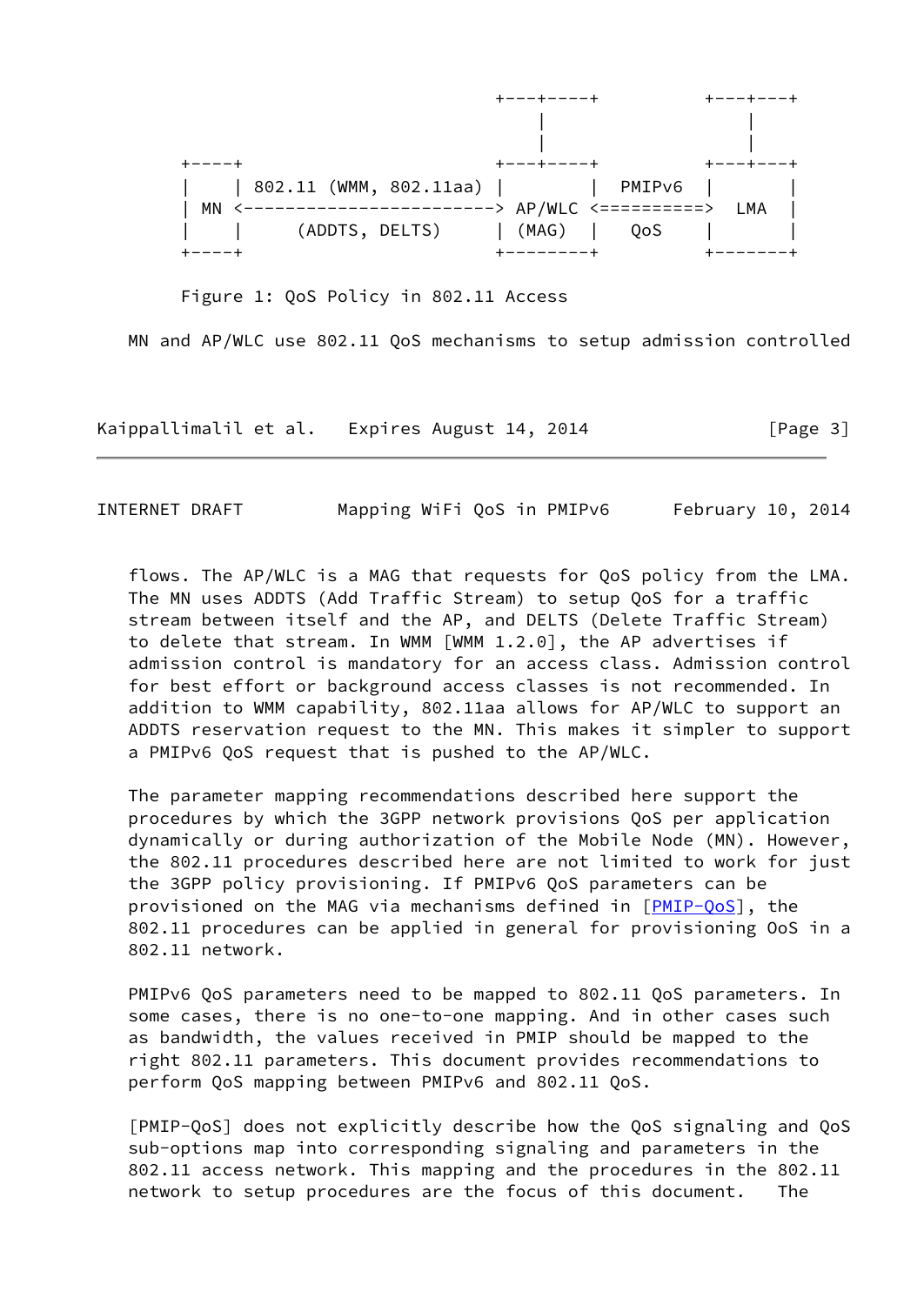```
                                            +---+----+         +---+---+
                                                |                  |
                                                |                  |
      +----+                                +---+----+         +---+---+
      |    | 802.11 (WMM, 802.11aa) |        |  PMIPv6  |        |
      | MN <------------------------> AP/WLC <==========>  LMA   |
      |    |     (ADDTS, DELTS)     | (MAG)  |   QoS    |        |
      +----+                        +--------+          +-------+
```

Figure 1: QoS Policy in 802.11 Access

MN and AP/WLC use 802.11 QoS mechanisms to setup admission controlled flows. The AP/WLC is a MAG that requests for QoS policy from the LMA. The MN uses ADDTS (Add Traffic Stream) to setup QoS for a traffic stream between itself and the AP, and DELTS (Delete Traffic Stream) to delete that stream. In WMM [WMM 1.2.0], the AP advertises if admission control is mandatory for an access class. Admission control for best effort or background access classes is not recommended. In addition to WMM capability, 802.11aa allows for AP/WLC to support an ADDTS reservation request to the MN. This makes it simpler to support a PMIPv6 QoS request that is pushed to the AP/WLC.

The parameter mapping recommendations described here support the procedures by which the 3GPP network provisions QoS per application dynamically or during authorization of the Mobile Node (MN). However, the 802.11 procedures described here are not limited to work for just the 3GPP policy provisioning. If PMIPv6 QoS parameters can be provisioned on the MAG via mechanisms defined in [PMIP-QoS], the 802.11 procedures can be applied in general for provisioning OoS in a 802.11 network.

PMIPv6 QoS parameters need to be mapped to 802.11 QoS parameters. In some cases, there is no one-to-one mapping. And in other cases such as bandwidth, the values received in PMIP should be mapped to the right 802.11 parameters. This document provides recommendations to perform QoS mapping between PMIPv6 and 802.11 QoS.

[PMIP-QoS] does not explicitly describe how the QoS signaling and QoS sub-options map into corresponding signaling and parameters in the 802.11 access network. This mapping and the procedures in the 802.11 network to setup procedures are the focus of this document. The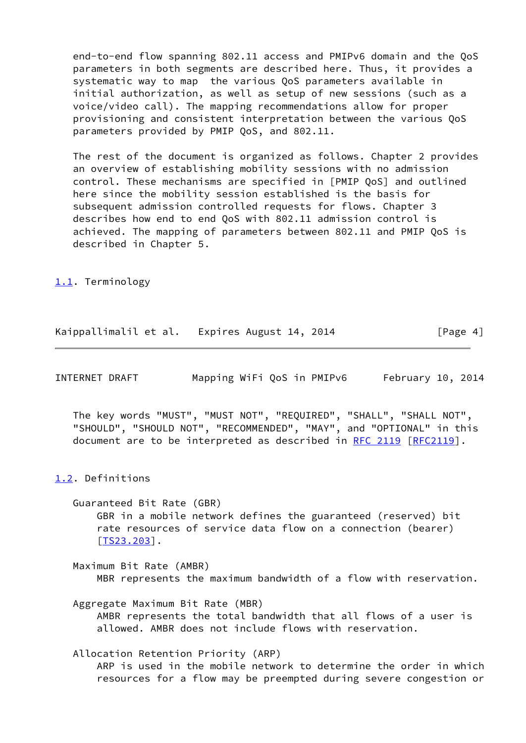end-to-end flow spanning 802.11 access and PMIPv6 domain and the QoS parameters in both segments are described here. Thus, it provides a systematic way to map the various QoS parameters available in initial authorization, as well as setup of new sessions (such as a voice/video call). The mapping recommendations allow for proper provisioning and consistent interpretation between the various QoS parameters provided by PMIP QoS, and 802.11.

The rest of the document is organized as follows. Chapter 2 provides an overview of establishing mobility sessions with no admission control. These mechanisms are specified in [PMIP QoS] and outlined here since the mobility session established is the basis for subsequent admission controlled requests for flows. Chapter 3 describes how end to end QoS with 802.11 admission control is achieved. The mapping of parameters between 802.11 and PMIP QoS is described in Chapter 5.

## 1.1. Terminology

The key words "MUST", "MUST NOT", "REQUIRED", "SHALL", "SHALL NOT", "SHOULD", "SHOULD NOT", "RECOMMENDED", "MAY", and "OPTIONAL" in this document are to be interpreted as described in RFC 2119 [RFC2119].

## 1.2. Definitions

Guaranteed Bit Rate (GBR)
: GBR in a mobile network defines the guaranteed (reserved) bit rate resources of service data flow on a connection (bearer) [TS23.203].

Maximum Bit Rate (AMBR)
: MBR represents the maximum bandwidth of a flow with reservation.

Aggregate Maximum Bit Rate (MBR)
: AMBR represents the total bandwidth that all flows of a user is allowed. AMBR does not include flows with reservation.

Allocation Retention Priority (ARP)
: ARP is used in the mobile network to determine the order in which resources for a flow may be preempted during severe congestion or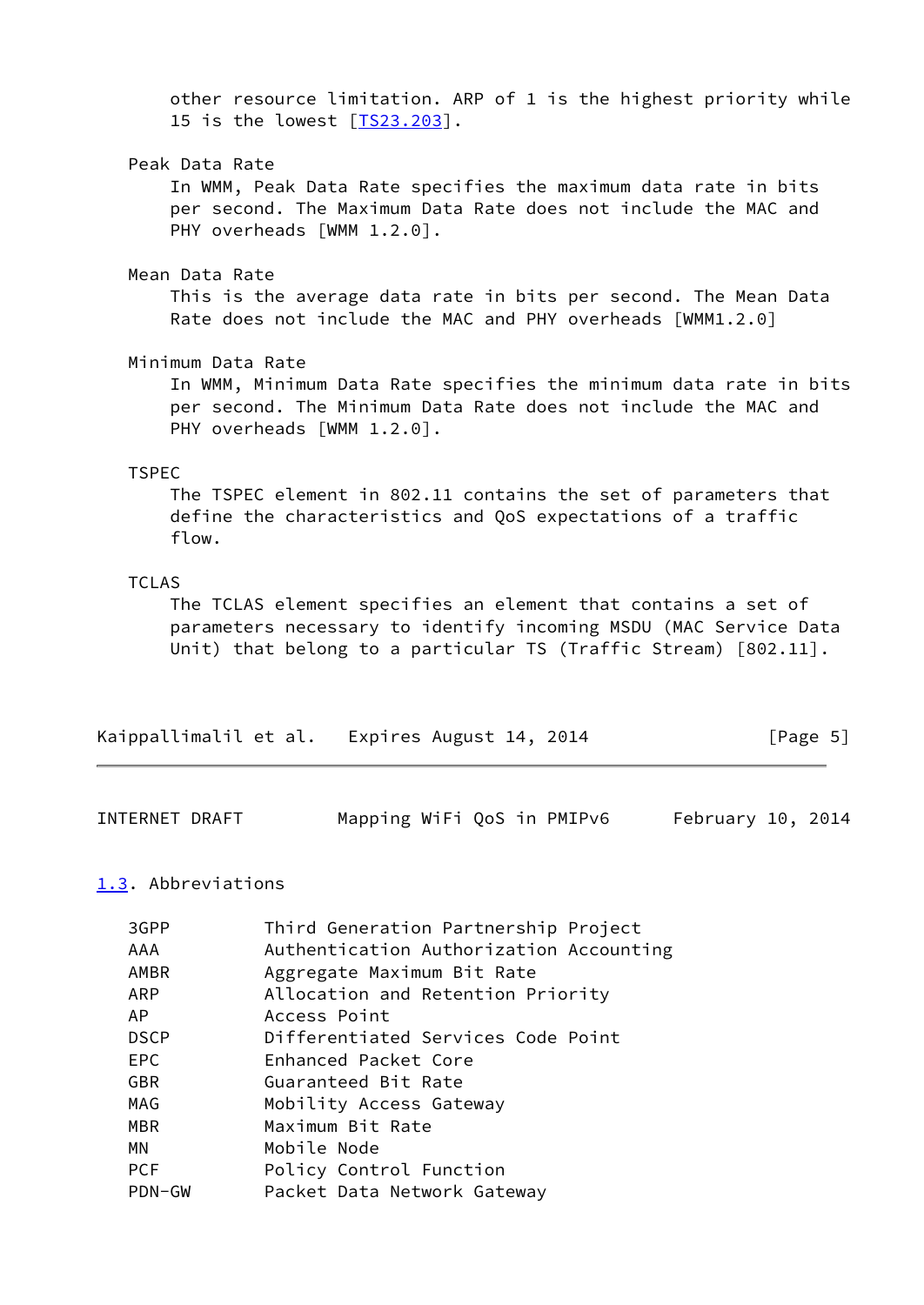other resource limitation. ARP of 1 is the highest priority while 15 is the lowest [TS23.203].

Peak Data Rate
: In WMM, Peak Data Rate specifies the maximum data rate in bits per second. The Maximum Data Rate does not include the MAC and PHY overheads [WMM 1.2.0].

Mean Data Rate
: This is the average data rate in bits per second. The Mean Data Rate does not include the MAC and PHY overheads [WMM1.2.0]

Minimum Data Rate
: In WMM, Minimum Data Rate specifies the minimum data rate in bits per second. The Minimum Data Rate does not include the MAC and PHY overheads [WMM 1.2.0].

TSPEC
: The TSPEC element in 802.11 contains the set of parameters that define the characteristics and QoS expectations of a traffic flow.

TCLAS
: The TCLAS element specifies an element that contains a set of parameters necessary to identify incoming MSDU (MAC Service Data Unit) that belong to a particular TS (Traffic Stream) [802.11].

## 1.3. Abbreviations

| | |
|---|---|
| 3GPP | Third Generation Partnership Project |
| AAA | Authentication Authorization Accounting |
| AMBR | Aggregate Maximum Bit Rate |
| ARP | Allocation and Retention Priority |
| AP | Access Point |
| DSCP | Differentiated Services Code Point |
| EPC | Enhanced Packet Core |
| GBR | Guaranteed Bit Rate |
| MAG | Mobility Access Gateway |
| MBR | Maximum Bit Rate |
| MN | Mobile Node |
| PCF | Policy Control Function |
| PDN-GW | Packet Data Network Gateway |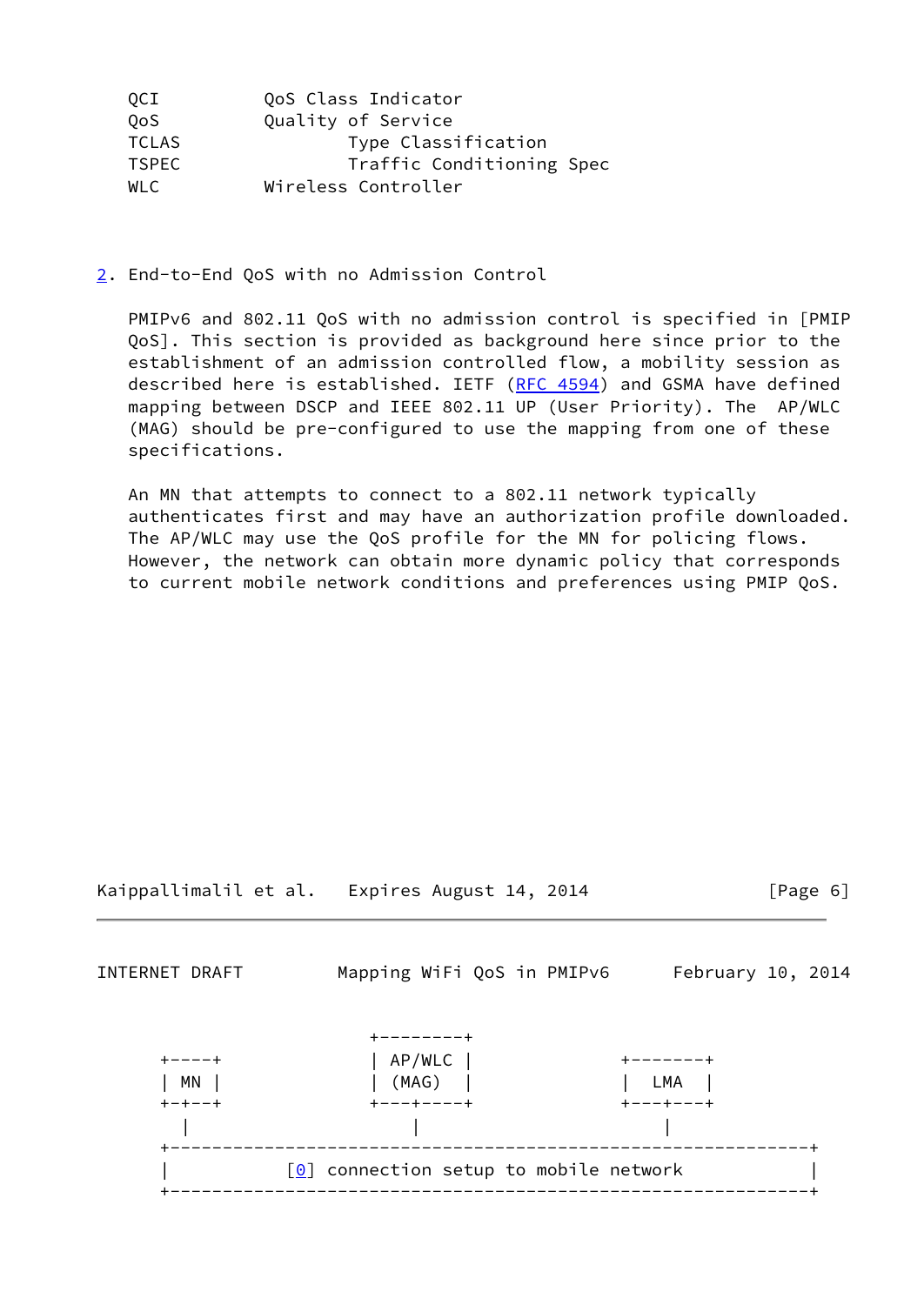```
QCI          QoS Class Indicator
QoS          Quality of Service
TCLAS                Type Classification
TSPEC                Traffic Conditioning Spec
WLC          Wireless Controller
```

## 2. End-to-End QoS with no Admission Control

PMIPv6 and 802.11 QoS with no admission control is specified in [PMIP QoS]. This section is provided as background here since prior to the establishment of an admission controlled flow, a mobility session as described here is established. IETF (RFC 4594) and GSMA have defined mapping between DSCP and IEEE 802.11 UP (User Priority). The AP/WLC (MAG) should be pre-configured to use the mapping from one of these specifications.

An MN that attempts to connect to a 802.11 network typically authenticates first and may have an authorization profile downloaded. The AP/WLC may use the QoS profile for the MN for policing flows. However, the network can obtain more dynamic policy that corresponds to current mobile network conditions and preferences using PMIP QoS.

```
                            +--------+
   +----+                   | AP/WLC |              +-------+
   | MN |                   | (MAG)  |              |  LMA  |
   +-+--+                   +---+----+              +---+---+
     |                          |                       |
   +--------------------------------------------------------------+
   |             [0] connection setup to mobile network           |
   +--------------------------------------------------------------+
```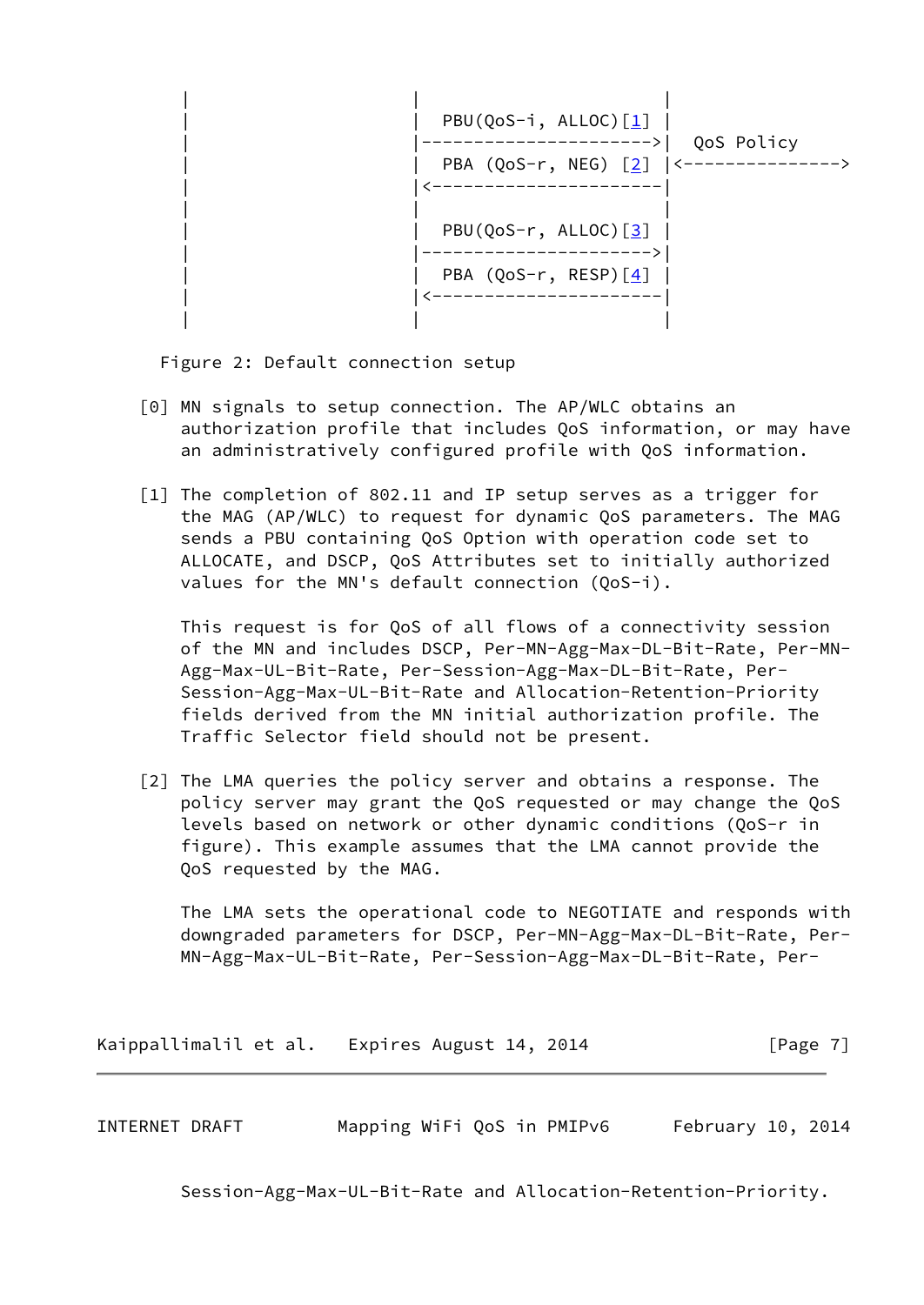```
      |                         |                       |
      |                         |  PBU(QoS-i, ALLOC)[1]  |
      |                         |---------------------->|  QoS Policy
      |                         |  PBA (QoS-r, NEG) [2] |<--------------->
      |                         |<----------------------|
      |                         |                       |
      |                         |  PBU(QoS-r, ALLOC)[3] |
      |                         |---------------------->|
      |                         |  PBA (QoS-r, RESP)[4] |
      |                         |<----------------------|
      |                         |                       |
```

Figure 2: Default connection setup

[0] MN signals to setup connection. The AP/WLC obtains an authorization profile that includes QoS information, or may have an administratively configured profile with QoS information.

[1] The completion of 802.11 and IP setup serves as a trigger for the MAG (AP/WLC) to request for dynamic QoS parameters. The MAG sends a PBU containing QoS Option with operation code set to ALLOCATE, and DSCP, QoS Attributes set to initially authorized values for the MN's default connection (QoS-i).

This request is for QoS of all flows of a connectivity session of the MN and includes DSCP, Per-MN-Agg-Max-DL-Bit-Rate, Per-MN-Agg-Max-UL-Bit-Rate, Per-Session-Agg-Max-DL-Bit-Rate, Per-Session-Agg-Max-UL-Bit-Rate and Allocation-Retention-Priority fields derived from the MN initial authorization profile. The Traffic Selector field should not be present.

[2] The LMA queries the policy server and obtains a response. The policy server may grant the QoS requested or may change the QoS levels based on network or other dynamic conditions (QoS-r in figure). This example assumes that the LMA cannot provide the QoS requested by the MAG.

The LMA sets the operational code to NEGOTIATE and responds with downgraded parameters for DSCP, Per-MN-Agg-Max-DL-Bit-Rate, Per-MN-Agg-Max-UL-Bit-Rate, Per-Session-Agg-Max-DL-Bit-Rate, Per-Session-Agg-Max-UL-Bit-Rate and Allocation-Retention-Priority.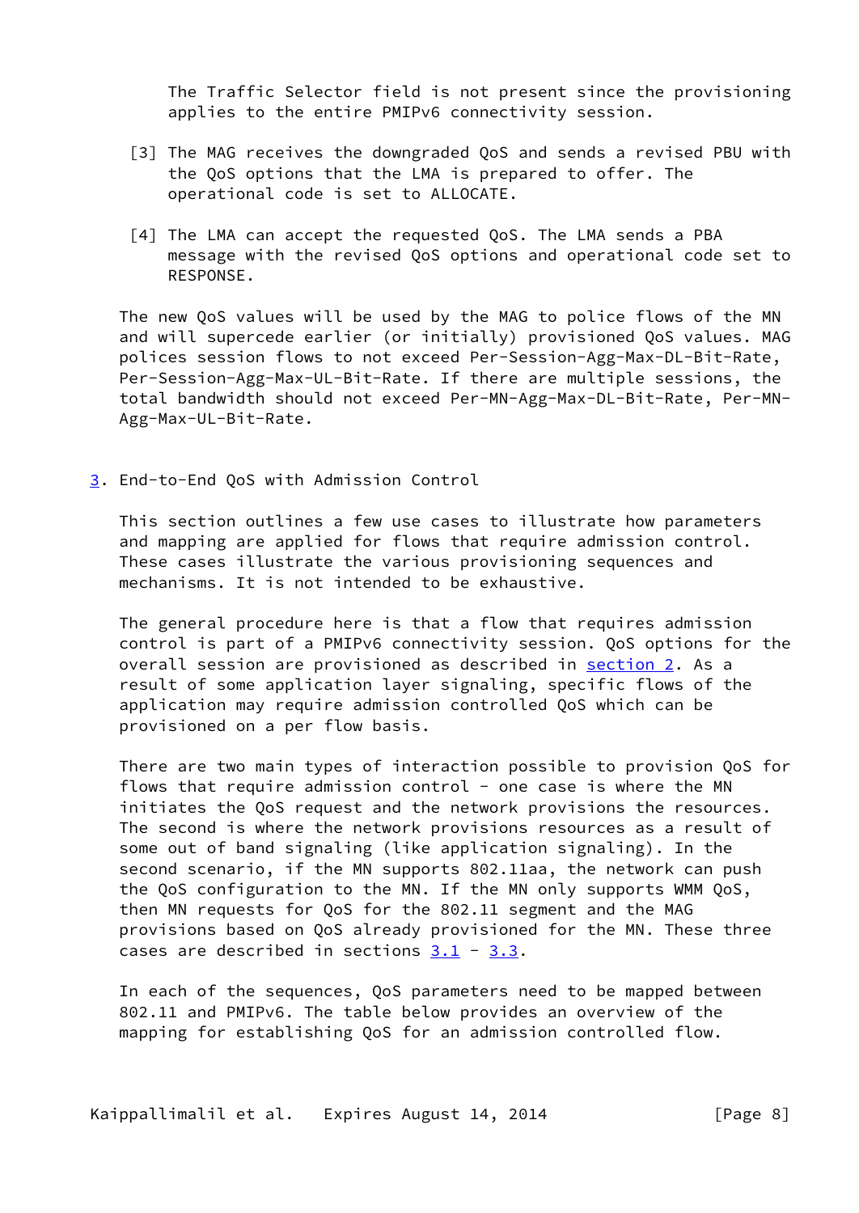The Traffic Selector field is not present since the provisioning applies to the entire PMIPv6 connectivity session.

[3] The MAG receives the downgraded QoS and sends a revised PBU with the QoS options that the LMA is prepared to offer. The operational code is set to ALLOCATE.

[4] The LMA can accept the requested QoS. The LMA sends a PBA message with the revised QoS options and operational code set to RESPONSE.

The new QoS values will be used by the MAG to police flows of the MN and will supercede earlier (or initially) provisioned QoS values. MAG polices session flows to not exceed Per-Session-Agg-Max-DL-Bit-Rate, Per-Session-Agg-Max-UL-Bit-Rate. If there are multiple sessions, the total bandwidth should not exceed Per-MN-Agg-Max-DL-Bit-Rate, Per-MN-Agg-Max-UL-Bit-Rate.

## 3. End-to-End QoS with Admission Control

This section outlines a few use cases to illustrate how parameters and mapping are applied for flows that require admission control. These cases illustrate the various provisioning sequences and mechanisms. It is not intended to be exhaustive.

The general procedure here is that a flow that requires admission control is part of a PMIPv6 connectivity session. QoS options for the overall session are provisioned as described in section 2. As a result of some application layer signaling, specific flows of the application may require admission controlled QoS which can be provisioned on a per flow basis.

There are two main types of interaction possible to provision QoS for flows that require admission control - one case is where the MN initiates the QoS request and the network provisions the resources. The second is where the network provisions resources as a result of some out of band signaling (like application signaling). In the second scenario, if the MN supports 802.11aa, the network can push the QoS configuration to the MN. If the MN only supports WMM QoS, then MN requests for QoS for the 802.11 segment and the MAG provisions based on QoS already provisioned for the MN. These three cases are described in sections 3.1 - 3.3.

In each of the sequences, QoS parameters need to be mapped between 802.11 and PMIPv6. The table below provides an overview of the mapping for establishing QoS for an admission controlled flow.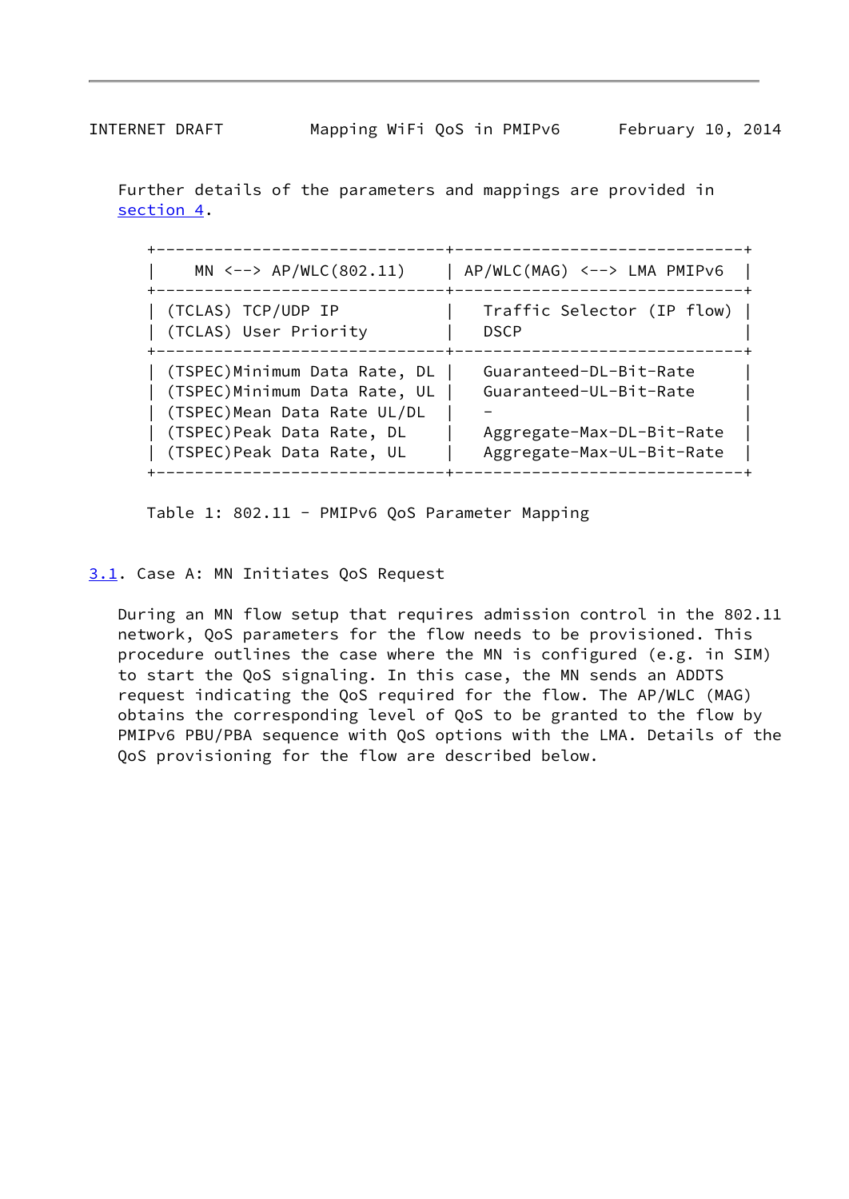Further details of the parameters and mappings are provided in section 4.

| MN <--> AP/WLC(802.11) | AP/WLC(MAG) <--> LMA PMIPv6 |
|---|---|
| (TCLAS) TCP/UDP IP | Traffic Selector (IP flow) |
| (TCLAS) User Priority | DSCP |
| (TSPEC)Minimum Data Rate, DL | Guaranteed-DL-Bit-Rate |
| (TSPEC)Minimum Data Rate, UL | Guaranteed-UL-Bit-Rate |
| (TSPEC)Mean Data Rate UL/DL | - |
| (TSPEC)Peak Data Rate, DL | Aggregate-Max-DL-Bit-Rate |
| (TSPEC)Peak Data Rate, UL | Aggregate-Max-UL-Bit-Rate |

Table 1: 802.11 - PMIPv6 QoS Parameter Mapping

## 3.1. Case A: MN Initiates QoS Request

During an MN flow setup that requires admission control in the 802.11 network, QoS parameters for the flow needs to be provisioned. This procedure outlines the case where the MN is configured (e.g. in SIM) to start the QoS signaling. In this case, the MN sends an ADDTS request indicating the QoS required for the flow. The AP/WLC (MAG) obtains the corresponding level of QoS to be granted to the flow by PMIPv6 PBU/PBA sequence with QoS options with the LMA. Details of the QoS provisioning for the flow are described below.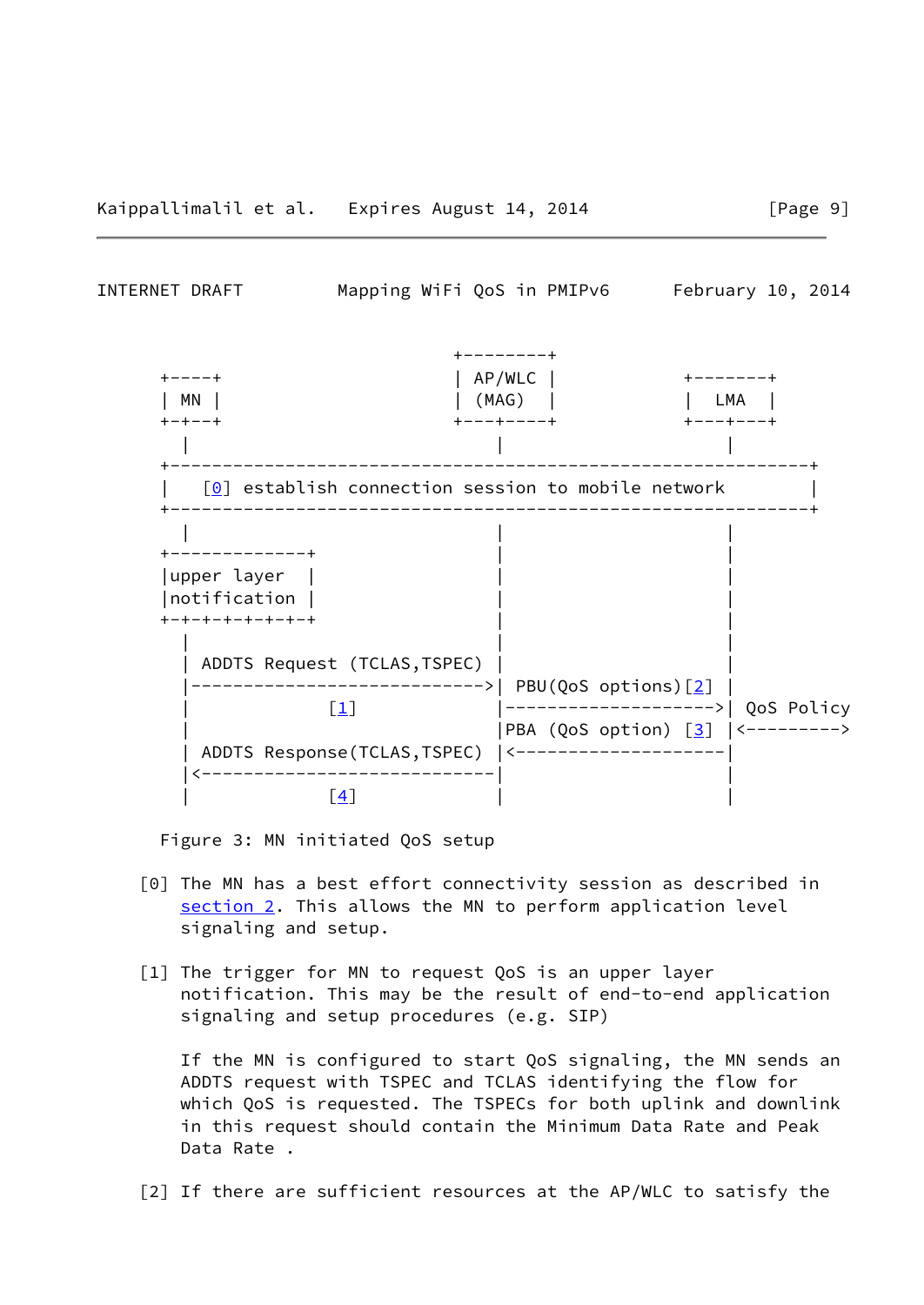```
                                      +---------+
      +-----+                         | AP/WLC  |             +--------+
      | MN  |                         | (MAG)   |             |  LMA   |
      +-+---+                         +---+-----+             +---+----+
        |                                 |                       |
      +-------------------------------------------------------------+
      |   [0] establish connection session to mobile network        |
      +-------------------------------------------------------------+
        |                                 |                       |
      +-------------+                     |                       |
      |upper layer  |                     |                       |
      |notification |                     |                       |
      +-+-+-+-+-+-+-+                     |                       |
        |                                 |                       |
        | ADDTS Request (TCLAS,TSPEC)     |                       |
        |-------------------------------->| PBU(QoS options)[2]   |
        |            [1]                  |---------------------->| QoS Policy
        |                                 |PBA (QoS option) [3]   |<--------->
        | ADDTS Response(TCLAS,TSPEC)     |<----------------------|
        |<--------------------------------|                       |
        |            [4]                  |                       |
```

Figure 3: MN initiated QoS setup

[0] The MN has a best effort connectivity session as described in section 2. This allows the MN to perform application level signaling and setup.

[1] The trigger for MN to request QoS is an upper layer notification. This may be the result of end-to-end application signaling and setup procedures (e.g. SIP)

If the MN is configured to start QoS signaling, the MN sends an ADDTS request with TSPEC and TCLAS identifying the flow for which QoS is requested. The TSPECs for both uplink and downlink in this request should contain the Minimum Data Rate and Peak Data Rate .

[2] If there are sufficient resources at the AP/WLC to satisfy the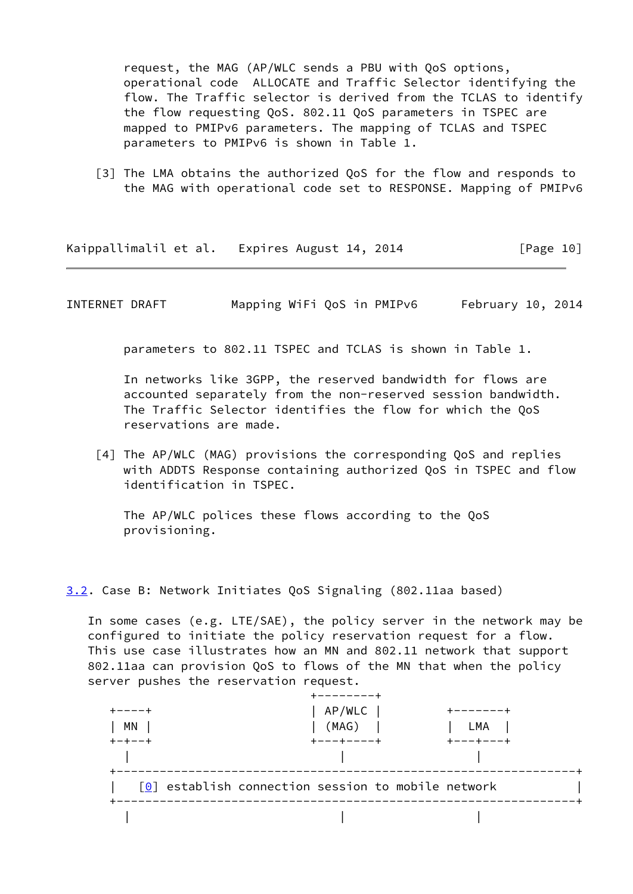request, the MAG (AP/WLC sends a PBU with QoS options, operational code ALLOCATE and Traffic Selector identifying the flow. The Traffic selector is derived from the TCLAS to identify the flow requesting QoS. 802.11 QoS parameters in TSPEC are mapped to PMIPv6 parameters. The mapping of TCLAS and TSPEC parameters to PMIPv6 is shown in Table 1.

[3] The LMA obtains the authorized QoS for the flow and responds to the MAG with operational code set to RESPONSE. Mapping of PMIPv6 parameters to 802.11 TSPEC and TCLAS is shown in Table 1.

In networks like 3GPP, the reserved bandwidth for flows are accounted separately from the non-reserved session bandwidth. The Traffic Selector identifies the flow for which the QoS reservations are made.

[4] The AP/WLC (MAG) provisions the corresponding QoS and replies with ADDTS Response containing authorized QoS in TSPEC and flow identification in TSPEC.

The AP/WLC polices these flows according to the QoS provisioning.

## 3.2. Case B: Network Initiates QoS Signaling (802.11aa based)

In some cases (e.g. LTE/SAE), the policy server in the network may be configured to initiate the policy reservation request for a flow. This use case illustrates how an MN and 802.11 network that support 802.11aa can provision QoS to flows of the MN that when the policy server pushes the reservation request.

```
                                         +---------+
  +----+                                 | AP/WLC  |          +-------+
  | MN |                                 | (MAG)   |          |  LMA  |
  +-+--+                                 +---+-----+          +---+---+
    |                                        |                    |
  +-----------------------------------------------------------------+
  |  [0] establish connection session to mobile network             |
  +-----------------------------------------------------------------+
    |                                        |                    |
```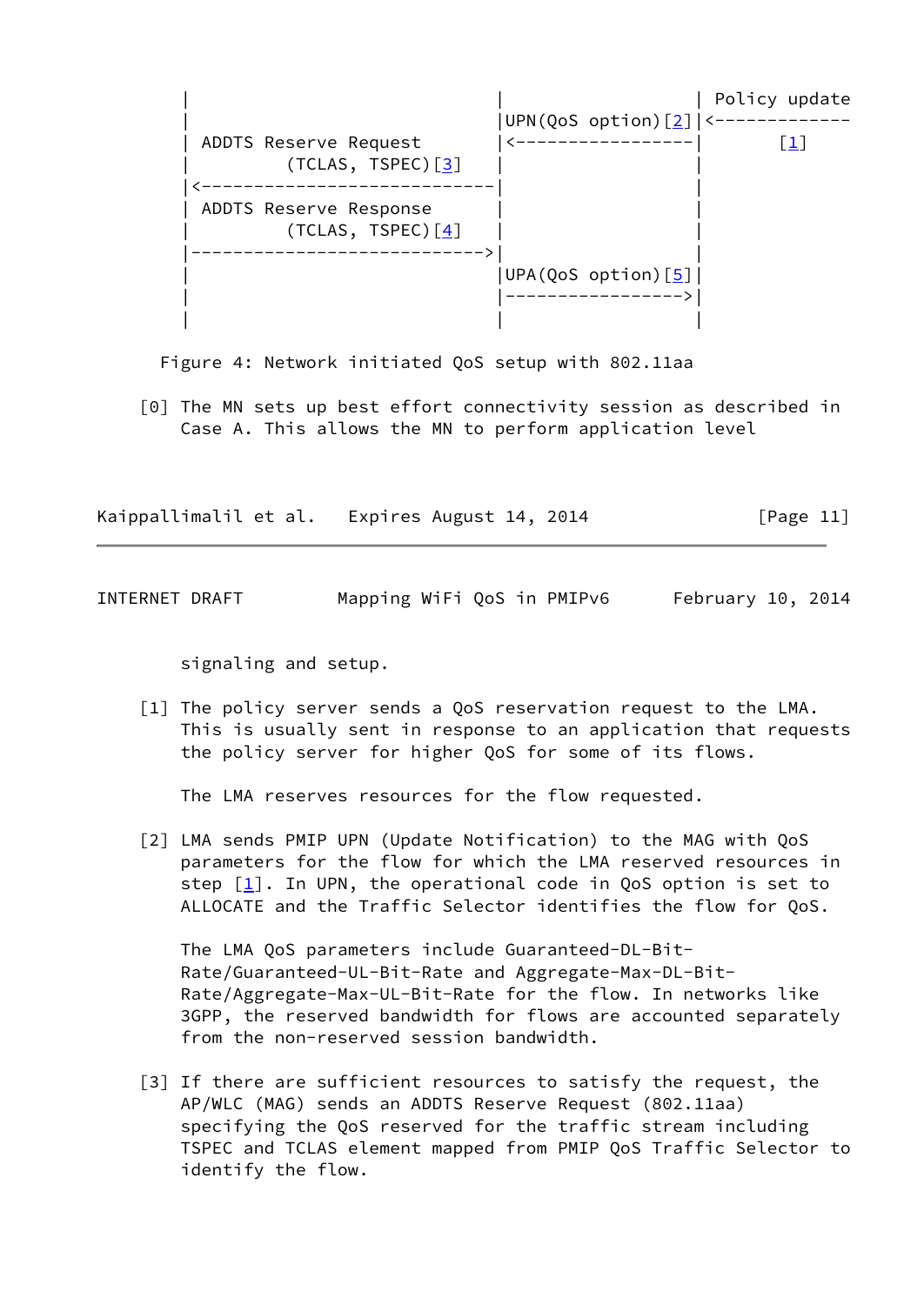```
       |                            |                 | Policy update
       |                            |UPN(QoS option)[2]|<-------------
       | ADDTS Reserve Request      |<-----------------|       [1]
       |        (TCLAS, TSPEC)[3]   |                 |
       |<---------------------------|                 |
       | ADDTS Reserve Response     |                 |
       |        (TCLAS, TSPEC)[4]   |                 |
       |--------------------------->|                 |
       |                            |UPA(QoS option)[5]|
       |                            |----------------->|
       |                            |                 |
```

Figure 4: Network initiated QoS setup with 802.11aa

[0] The MN sets up best effort connectivity session as described in Case A. This allows the MN to perform application level signaling and setup.

[1] The policy server sends a QoS reservation request to the LMA. This is usually sent in response to an application that requests the policy server for higher QoS for some of its flows.

The LMA reserves resources for the flow requested.

[2] LMA sends PMIP UPN (Update Notification) to the MAG with QoS parameters for the flow for which the LMA reserved resources in step [1]. In UPN, the operational code in QoS option is set to ALLOCATE and the Traffic Selector identifies the flow for QoS.

The LMA QoS parameters include Guaranteed-DL-Bit-Rate/Guaranteed-UL-Bit-Rate and Aggregate-Max-DL-Bit-Rate/Aggregate-Max-UL-Bit-Rate for the flow. In networks like 3GPP, the reserved bandwidth for flows are accounted separately from the non-reserved session bandwidth.

[3] If there are sufficient resources to satisfy the request, the AP/WLC (MAG) sends an ADDTS Reserve Request (802.11aa) specifying the QoS reserved for the traffic stream including TSPEC and TCLAS element mapped from PMIP QoS Traffic Selector to identify the flow.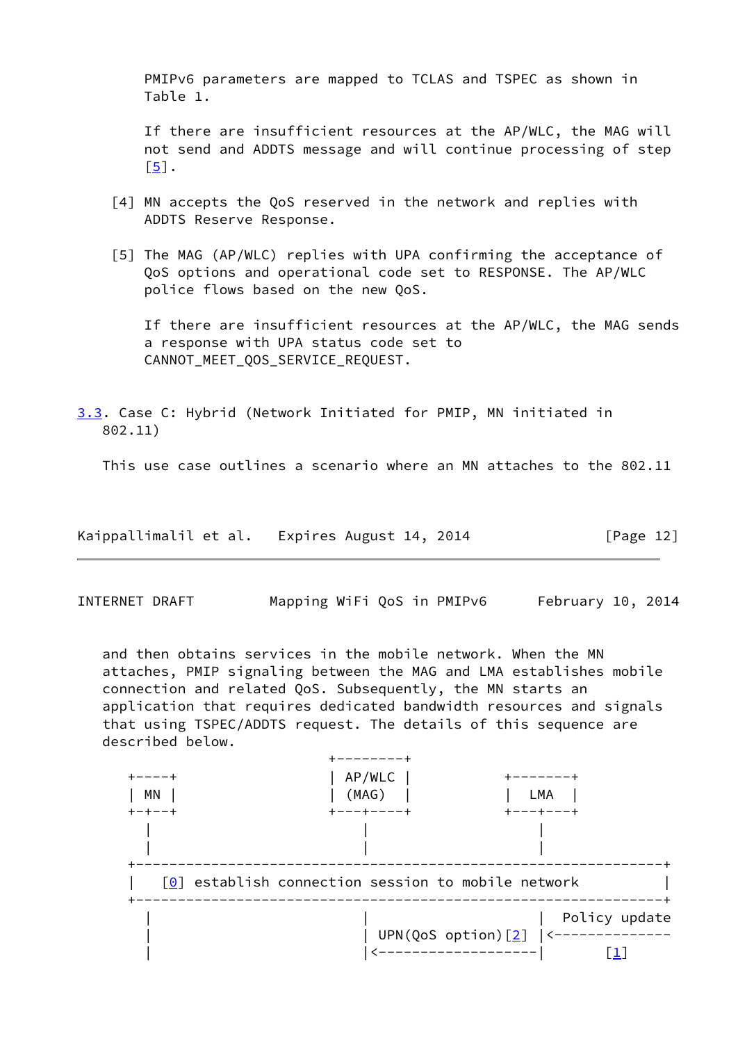PMIPv6 parameters are mapped to TCLAS and TSPEC as shown in Table 1.

If there are insufficient resources at the AP/WLC, the MAG will not send and ADDTS message and will continue processing of step [5].

[4] MN accepts the QoS reserved in the network and replies with ADDTS Reserve Response.

[5] The MAG (AP/WLC) replies with UPA confirming the acceptance of QoS options and operational code set to RESPONSE. The AP/WLC police flows based on the new QoS.

If there are insufficient resources at the AP/WLC, the MAG sends a response with UPA status code set to CANNOT_MEET_QOS_SERVICE_REQUEST.

### 3.3. Case C: Hybrid (Network Initiated for PMIP, MN initiated in 802.11)

This use case outlines a scenario where an MN attaches to the 802.11 and then obtains services in the mobile network. When the MN attaches, PMIP signaling between the MAG and LMA establishes mobile connection and related QoS. Subsequently, the MN starts an application that requires dedicated bandwidth resources and signals that using TSPEC/ADDTS request. The details of this sequence are described below.

```
                           +---------+
   +----+                  | AP/WLC  |           +--------+
   | MN |                  |  (MAG)  |           |  LMA   |
   +-+--+                  +---+-----+           +---+----+
     |                         |                     |
     |                         |                     |
  +-----------------------------------------------------------------+
  |  [0] establish connection session to mobile network             |
  +-----------------------------------------------------------------+
     |                         |                     |  Policy update
     |                         | UPN(QoS option)[2]  |<--------------
     |                         |<--------------------|      [1]
```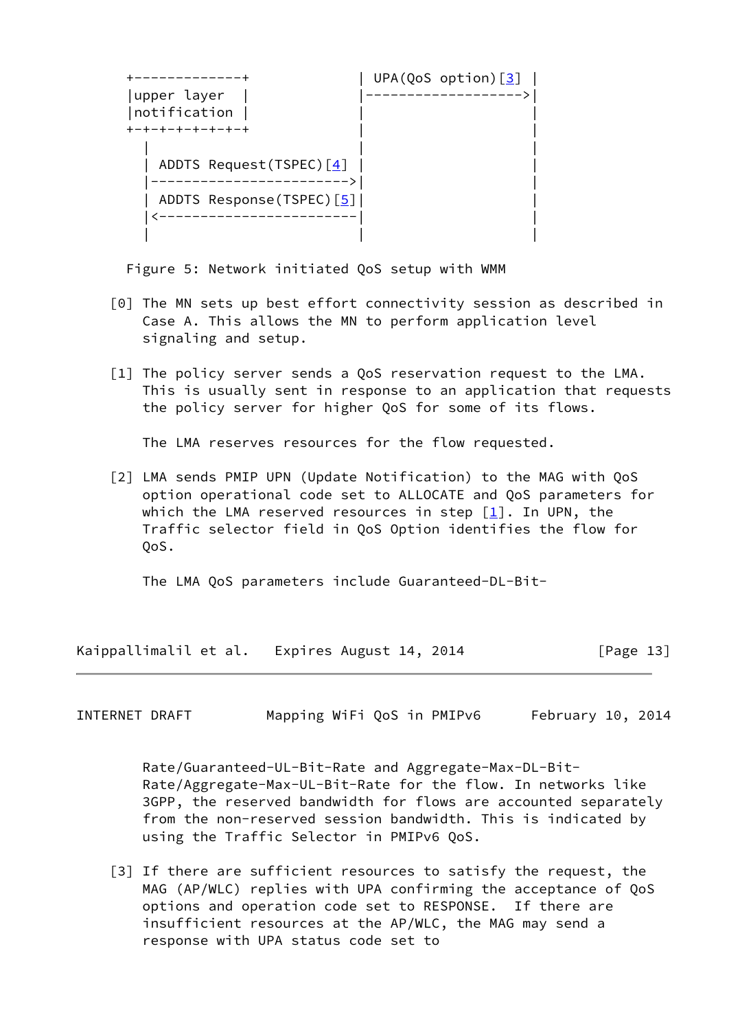```
+-------------+              | UPA(QoS option)[3] |
|upper layer  |              |------------------->|
|notification |              |                    |
+-+-+-+-+-+-+-+              |                    |
  |                          |                    |
  | ADDTS Request(TSPEC)[4]  |                    |
  |------------------------->|                    |
  | ADDTS Response(TSPEC)[5]|                    |
  |<-------------------------|                    |
  |                          |                    |
```

Figure 5: Network initiated QoS setup with WMM

[0] The MN sets up best effort connectivity session as described in Case A. This allows the MN to perform application level signaling and setup.

[1] The policy server sends a QoS reservation request to the LMA. This is usually sent in response to an application that requests the policy server for higher QoS for some of its flows.

The LMA reserves resources for the flow requested.

[2] LMA sends PMIP UPN (Update Notification) to the MAG with QoS option operational code set to ALLOCATE and QoS parameters for which the LMA reserved resources in step [1]. In UPN, the Traffic selector field in QoS Option identifies the flow for QoS.

The LMA QoS parameters include Guaranteed-DL-Bit-Rate/Guaranteed-UL-Bit-Rate and Aggregate-Max-DL-Bit-Rate/Aggregate-Max-UL-Bit-Rate for the flow. In networks like 3GPP, the reserved bandwidth for flows are accounted separately from the non-reserved session bandwidth. This is indicated by using the Traffic Selector in PMIPv6 QoS.

[3] If there are sufficient resources to satisfy the request, the MAG (AP/WLC) replies with UPA confirming the acceptance of QoS options and operation code set to RESPONSE. If there are insufficient resources at the AP/WLC, the MAG may send a response with UPA status code set to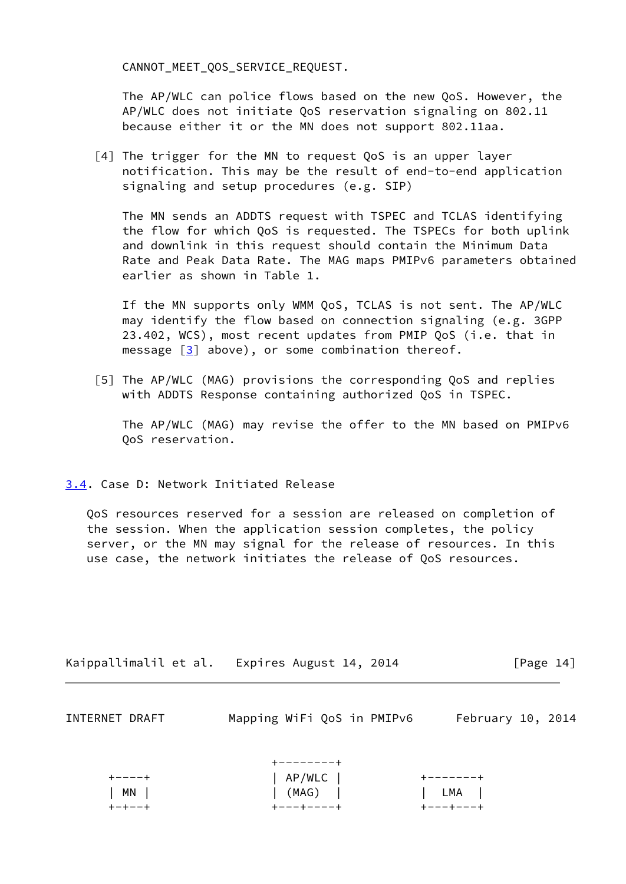CANNOT_MEET_QOS_SERVICE_REQUEST.

The AP/WLC can police flows based on the new QoS. However, the AP/WLC does not initiate QoS reservation signaling on 802.11 because either it or the MN does not support 802.11aa.

[4] The trigger for the MN to request QoS is an upper layer notification. This may be the result of end-to-end application signaling and setup procedures (e.g. SIP)

The MN sends an ADDTS request with TSPEC and TCLAS identifying the flow for which QoS is requested. The TSPECs for both uplink and downlink in this request should contain the Minimum Data Rate and Peak Data Rate. The MAG maps PMIPv6 parameters obtained earlier as shown in Table 1.

If the MN supports only WMM QoS, TCLAS is not sent. The AP/WLC may identify the flow based on connection signaling (e.g. 3GPP 23.402, WCS), most recent updates from PMIP QoS (i.e. that in message [3] above), or some combination thereof.

[5] The AP/WLC (MAG) provisions the corresponding QoS and replies with ADDTS Response containing authorized QoS in TSPEC.

The AP/WLC (MAG) may revise the offer to the MN based on PMIPv6 QoS reservation.

## 3.4. Case D: Network Initiated Release

QoS resources reserved for a session are released on completion of the session. When the application session completes, the policy server, or the MN may signal for the release of resources. In this use case, the network initiates the release of QoS resources.

```
                         +--------+
  +----+                 | AP/WLC |          +-------+
  | MN |                 | (MAG)  |          |  LMA  |
  +-+--+                 +---+----+          +---+---+
```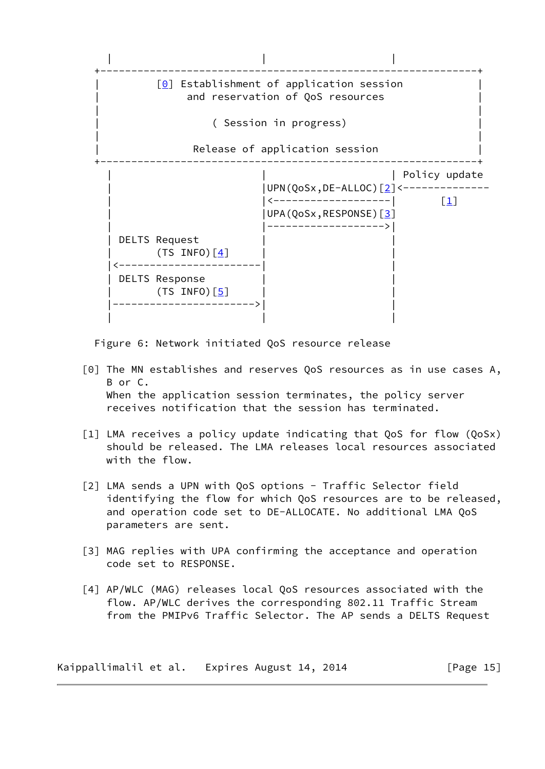```
      |                       |                   |
    +-------------------------------------------------------+
    |         [0] Establishment of application session      |
    |             and reservation of QoS resources          |
    |                                                       |
    |                 ( Session in progress)                |
    |                                                       |
    |              Release of application session           |
    +-------------------------------------------------------+
      |                       |                   | Policy update
      |                       |UPN(QoSx,DE-ALLOC)[2]<--------------
      |                       |<------------------|      [1]
      |                       |UPA(QoSx,RESPONSE)[3]
      |                       |------------------>|
      | DELTS Request         |                   |
      |       (TS INFO)[4]    |                   |
      |<----------------------|                   |
      | DELTS Response        |                   |
      |       (TS INFO)[5]    |                   |
      |---------------------->|                   |
      |                       |                   |
```

Figure 6: Network initiated QoS resource release

[0] The MN establishes and reserves QoS resources as in use cases A, B or C.
When the application session terminates, the policy server receives notification that the session has terminated.

[1] LMA receives a policy update indicating that QoS for flow (QoSx) should be released. The LMA releases local resources associated with the flow.

[2] LMA sends a UPN with QoS options - Traffic Selector field identifying the flow for which QoS resources are to be released, and operation code set to DE-ALLOCATE. No additional LMA QoS parameters are sent.

[3] MAG replies with UPA confirming the acceptance and operation code set to RESPONSE.

[4] AP/WLC (MAG) releases local QoS resources associated with the flow. AP/WLC derives the corresponding 802.11 Traffic Stream from the PMIPv6 Traffic Selector. The AP sends a DELTS Request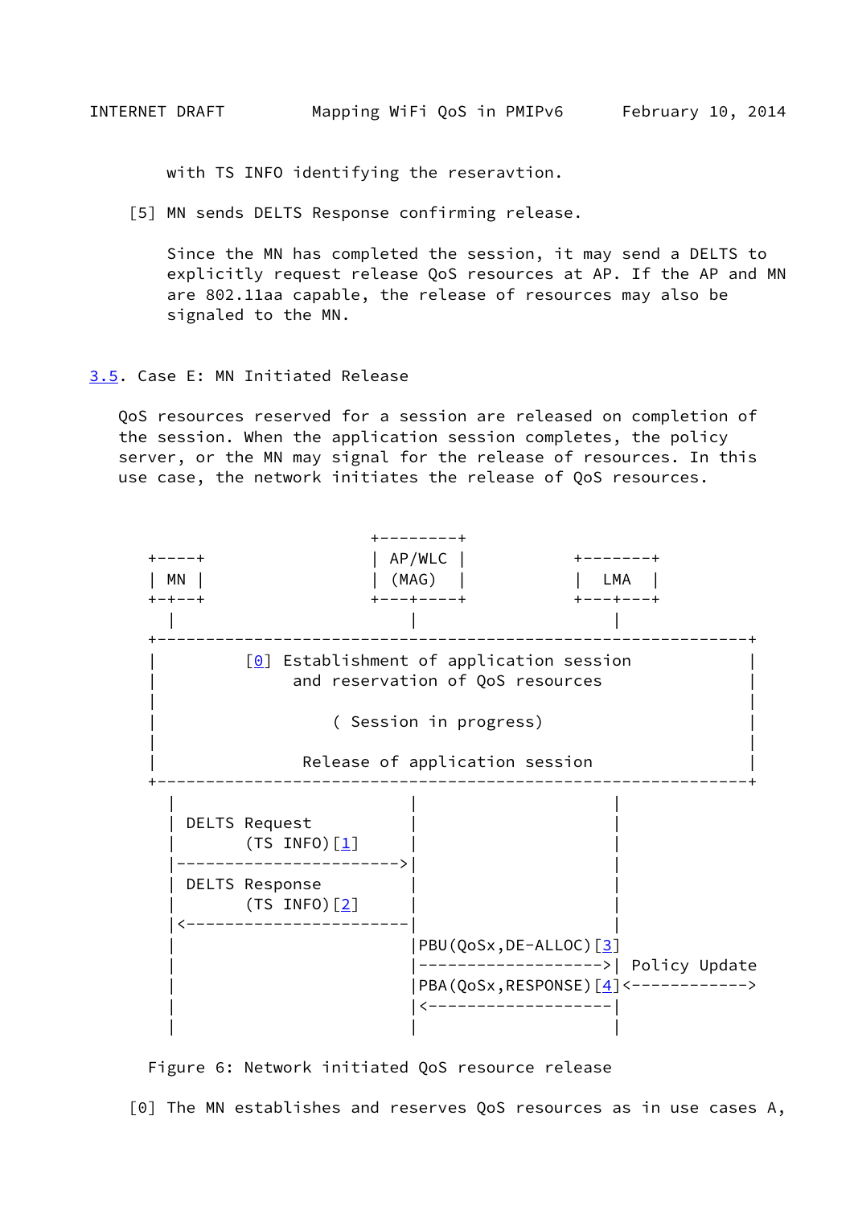with TS INFO identifying the reseravtion.

[5] MN sends DELTS Response confirming release.

Since the MN has completed the session, it may send a DELTS to explicitly request release QoS resources at AP. If the AP and MN are 802.11aa capable, the release of resources may also be signaled to the MN.

### 3.5. Case E: MN Initiated Release

QoS resources reserved for a session are released on completion of the session. When the application session completes, the policy server, or the MN may signal for the release of resources. In this use case, the network initiates the release of QoS resources.

```
                          +---------+
  +----+                  | AP/WLC  |           +-------+
  | MN |                  | (MAG)   |           |  LMA  |
  +-+--+                  +---+-----+           +---+---+
    |                         |                     |
  +-------------------------------------------------------------+
  |         [0] Establishment of application session            |
  |              and reservation of QoS resources               |
  |                                                             |
  |                   ( Session in progress)                    |
  |                                                             |
  |               Release of application session                |
  +-------------------------------------------------------------+
    |                         |                     |
    | DELTS Request           |                     |
    |       (TS INFO)[1]      |                     |
    |------------------------>|                     |
    | DELTS Response          |                     |
    |       (TS INFO)[2]      |                     |
    |<------------------------|                     |
    |                         |PBU(QoSx,DE-ALLOC)[3]|
    |                         |-------------------->| Policy Update
    |                         |PBA(QoSx,RESPONSE)[4]|<------------>
    |                         |<--------------------|
    |                         |                     |
```

Figure 6: Network initiated QoS resource release

[0] The MN establishes and reserves QoS resources as in use cases A,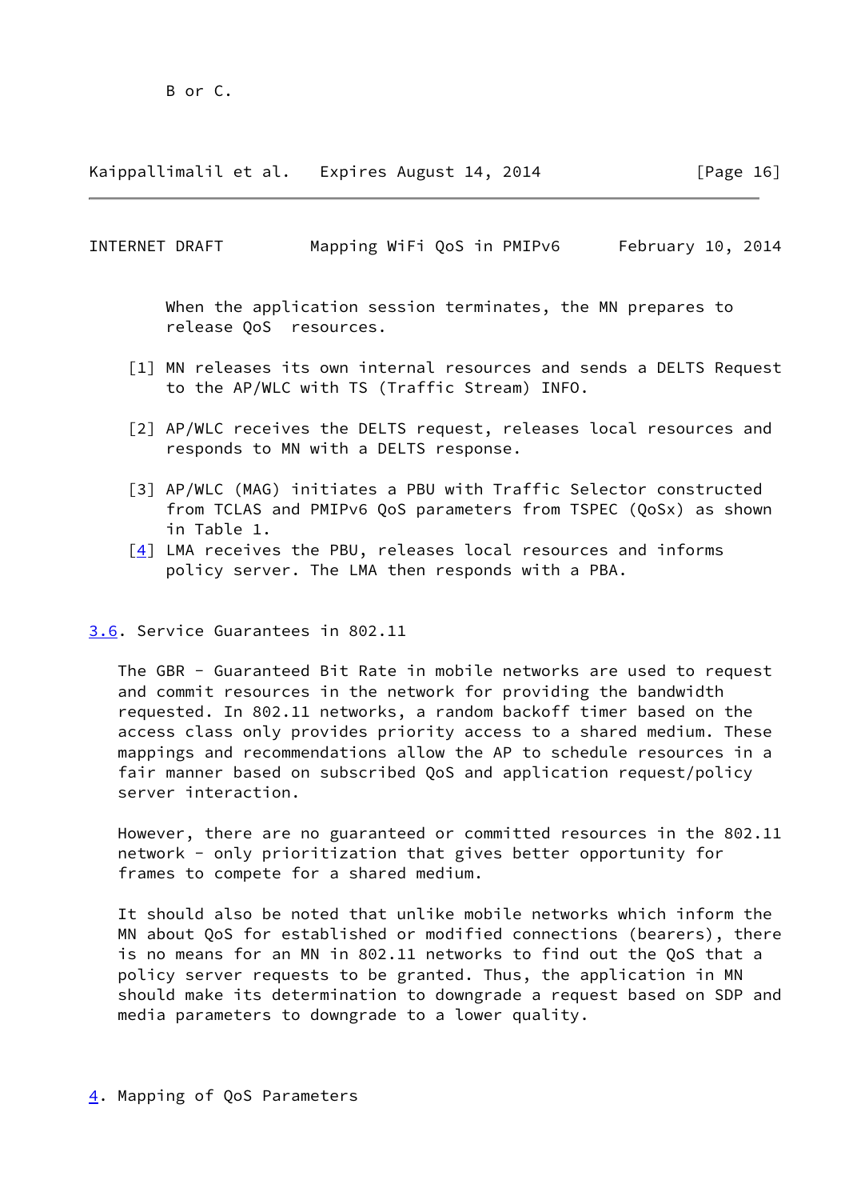B or C.

When the application session terminates, the MN prepares to release QoS resources.

[1] MN releases its own internal resources and sends a DELTS Request to the AP/WLC with TS (Traffic Stream) INFO.

[2] AP/WLC receives the DELTS request, releases local resources and responds to MN with a DELTS response.

[3] AP/WLC (MAG) initiates a PBU with Traffic Selector constructed from TCLAS and PMIPv6 QoS parameters from TSPEC (QoSx) as shown in Table 1.

[4] LMA receives the PBU, releases local resources and informs policy server. The LMA then responds with a PBA.

### 3.6. Service Guarantees in 802.11

The GBR - Guaranteed Bit Rate in mobile networks are used to request and commit resources in the network for providing the bandwidth requested. In 802.11 networks, a random backoff timer based on the access class only provides priority access to a shared medium. These mappings and recommendations allow the AP to schedule resources in a fair manner based on subscribed QoS and application request/policy server interaction.

However, there are no guaranteed or committed resources in the 802.11 network - only prioritization that gives better opportunity for frames to compete for a shared medium.

It should also be noted that unlike mobile networks which inform the MN about QoS for established or modified connections (bearers), there is no means for an MN in 802.11 networks to find out the QoS that a policy server requests to be granted. Thus, the application in MN should make its determination to downgrade a request based on SDP and media parameters to downgrade to a lower quality.

## 4. Mapping of QoS Parameters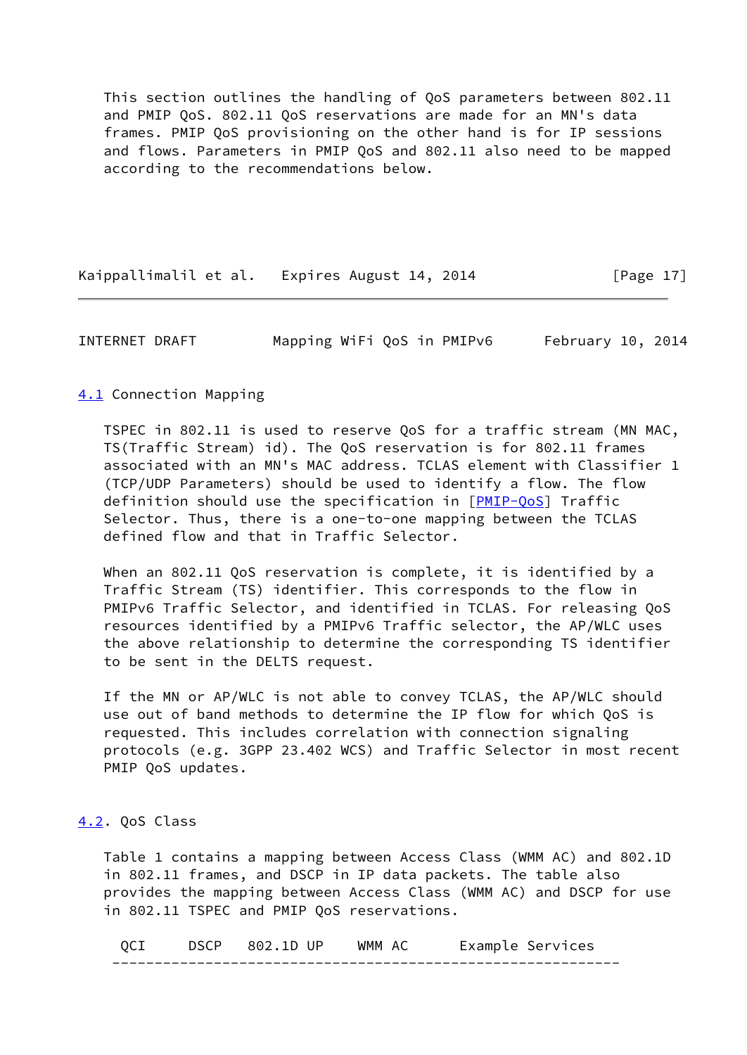This section outlines the handling of QoS parameters between 802.11 and PMIP QoS. 802.11 QoS reservations are made for an MN's data frames. PMIP QoS provisioning on the other hand is for IP sessions and flows. Parameters in PMIP QoS and 802.11 also need to be mapped according to the recommendations below.

## 4.1 Connection Mapping

TSPEC in 802.11 is used to reserve QoS for a traffic stream (MN MAC, TS(Traffic Stream) id). The QoS reservation is for 802.11 frames associated with an MN's MAC address. TCLAS element with Classifier 1 (TCP/UDP Parameters) should be used to identify a flow. The flow definition should use the specification in [PMIP-QoS] Traffic Selector. Thus, there is a one-to-one mapping between the TCLAS defined flow and that in Traffic Selector.

When an 802.11 QoS reservation is complete, it is identified by a Traffic Stream (TS) identifier. This corresponds to the flow in PMIPv6 Traffic Selector, and identified in TCLAS. For releasing QoS resources identified by a PMIPv6 Traffic selector, the AP/WLC uses the above relationship to determine the corresponding TS identifier to be sent in the DELTS request.

If the MN or AP/WLC is not able to convey TCLAS, the AP/WLC should use out of band methods to determine the IP flow for which QoS is requested. This includes correlation with connection signaling protocols (e.g. 3GPP 23.402 WCS) and Traffic Selector in most recent PMIP QoS updates.

## 4.2. QoS Class

Table 1 contains a mapping between Access Class (WMM AC) and 802.1D in 802.11 frames, and DSCP in IP data packets. The table also provides the mapping between Access Class (WMM AC) and DSCP for use in 802.11 TSPEC and PMIP QoS reservations.

| QCI | DSCP | 802.1D UP | WMM AC | Example Services |
|---|---|---|---|---|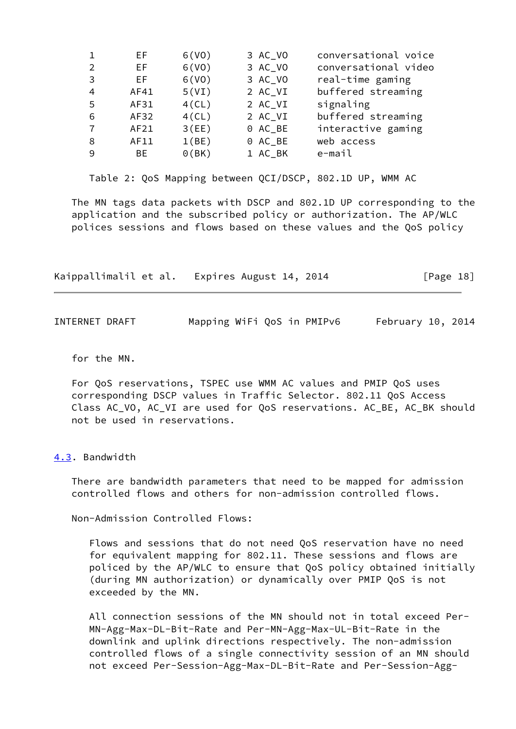| QCI | DSCP | 802.1D UP | WMM AC | Example Services |
|---|---|---|---|---|
| 1 | EF | 6(VO) | 3 AC_VO | conversational voice |
| 2 | EF | 6(VO) | 3 AC_VO | conversational video |
| 3 | EF | 6(VO) | 3 AC_VO | real-time gaming |
| 4 | AF41 | 5(VI) | 2 AC_VI | buffered streaming |
| 5 | AF31 | 4(CL) | 2 AC_VI | signaling |
| 6 | AF32 | 4(CL) | 2 AC_VI | buffered streaming |
| 7 | AF21 | 3(EE) | 0 AC_BE | interactive gaming |
| 8 | AF11 | 1(BE) | 0 AC_BE | web access |
| 9 | BE | 0(BK) | 1 AC_BK | e-mail |

Table 2: QoS Mapping between QCI/DSCP, 802.1D UP, WMM AC

The MN tags data packets with DSCP and 802.1D UP corresponding to the application and the subscribed policy or authorization. The AP/WLC polices sessions and flows based on these values and the QoS policy for the MN.

For QoS reservations, TSPEC use WMM AC values and PMIP QoS uses corresponding DSCP values in Traffic Selector. 802.11 QoS Access Class AC_VO, AC_VI are used for QoS reservations. AC_BE, AC_BK should not be used in reservations.

### 4.3. Bandwidth

There are bandwidth parameters that need to be mapped for admission controlled flows and others for non-admission controlled flows.

Non-Admission Controlled Flows:

Flows and sessions that do not need QoS reservation have no need for equivalent mapping for 802.11. These sessions and flows are policed by the AP/WLC to ensure that QoS policy obtained initially (during MN authorization) or dynamically over PMIP QoS is not exceeded by the MN.

All connection sessions of the MN should not in total exceed Per-MN-Agg-Max-DL-Bit-Rate and Per-MN-Agg-Max-UL-Bit-Rate in the downlink and uplink directions respectively. The non-admission controlled flows of a single connectivity session of an MN should not exceed Per-Session-Agg-Max-DL-Bit-Rate and Per-Session-Agg-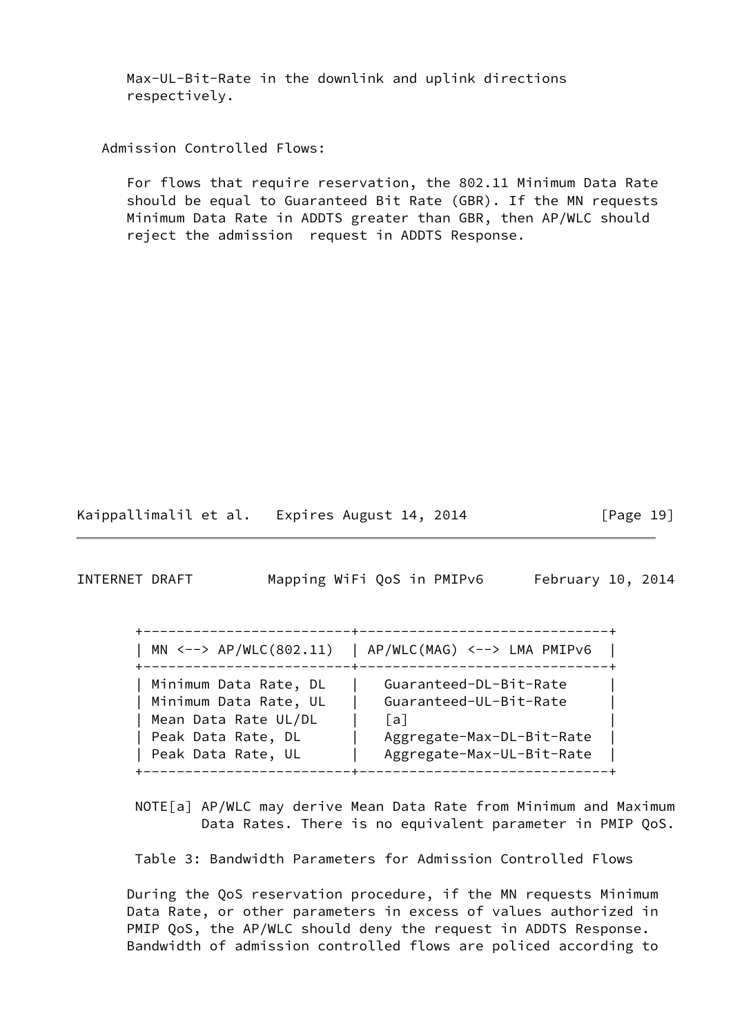Max-UL-Bit-Rate in the downlink and uplink directions respectively.

Admission Controlled Flows:

For flows that require reservation, the 802.11 Minimum Data Rate should be equal to Guaranteed Bit Rate (GBR). If the MN requests Minimum Data Rate in ADDTS greater than GBR, then AP/WLC should reject the admission request in ADDTS Response.

| MN <--> AP/WLC(802.11) | AP/WLC(MAG) <--> LMA PMIPv6 |
|---|---|
| Minimum Data Rate, DL | Guaranteed-DL-Bit-Rate |
| Minimum Data Rate, UL | Guaranteed-UL-Bit-Rate |
| Mean Data Rate UL/DL | [a] |
| Peak Data Rate, DL | Aggregate-Max-DL-Bit-Rate |
| Peak Data Rate, UL | Aggregate-Max-UL-Bit-Rate |

NOTE[a] AP/WLC may derive Mean Data Rate from Minimum and Maximum Data Rates. There is no equivalent parameter in PMIP QoS.

Table 3: Bandwidth Parameters for Admission Controlled Flows

During the QoS reservation procedure, if the MN requests Minimum Data Rate, or other parameters in excess of values authorized in PMIP QoS, the AP/WLC should deny the request in ADDTS Response. Bandwidth of admission controlled flows are policed according to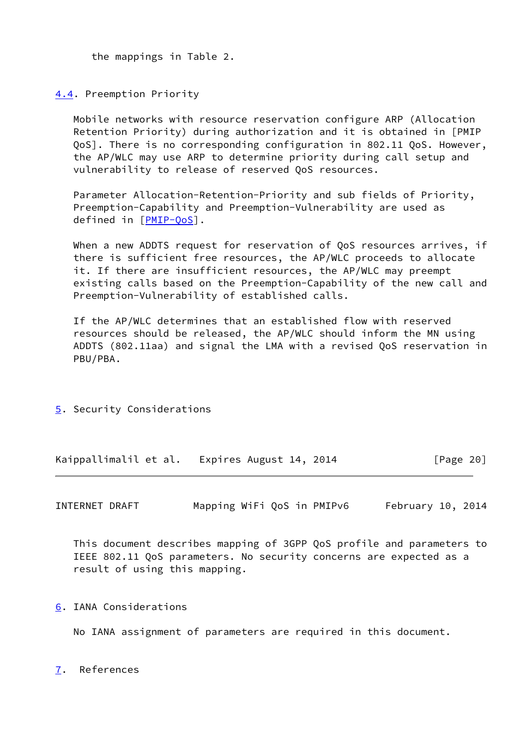the mappings in Table 2.

## 4.4. Preemption Priority

Mobile networks with resource reservation configure ARP (Allocation Retention Priority) during authorization and it is obtained in [PMIP QoS]. There is no corresponding configuration in 802.11 QoS. However, the AP/WLC may use ARP to determine priority during call setup and vulnerability to release of reserved QoS resources.

Parameter Allocation-Retention-Priority and sub fields of Priority, Preemption-Capability and Preemption-Vulnerability are used as defined in [PMIP-QoS].

When a new ADDTS request for reservation of QoS resources arrives, if there is sufficient free resources, the AP/WLC proceeds to allocate it. If there are insufficient resources, the AP/WLC may preempt existing calls based on the Preemption-Capability of the new call and Preemption-Vulnerability of established calls.

If the AP/WLC determines that an established flow with reserved resources should be released, the AP/WLC should inform the MN using ADDTS (802.11aa) and signal the LMA with a revised QoS reservation in PBU/PBA.

# 5. Security Considerations

This document describes mapping of 3GPP QoS profile and parameters to IEEE 802.11 QoS parameters. No security concerns are expected as a result of using this mapping.

# 6. IANA Considerations

No IANA assignment of parameters are required in this document.

# 7. References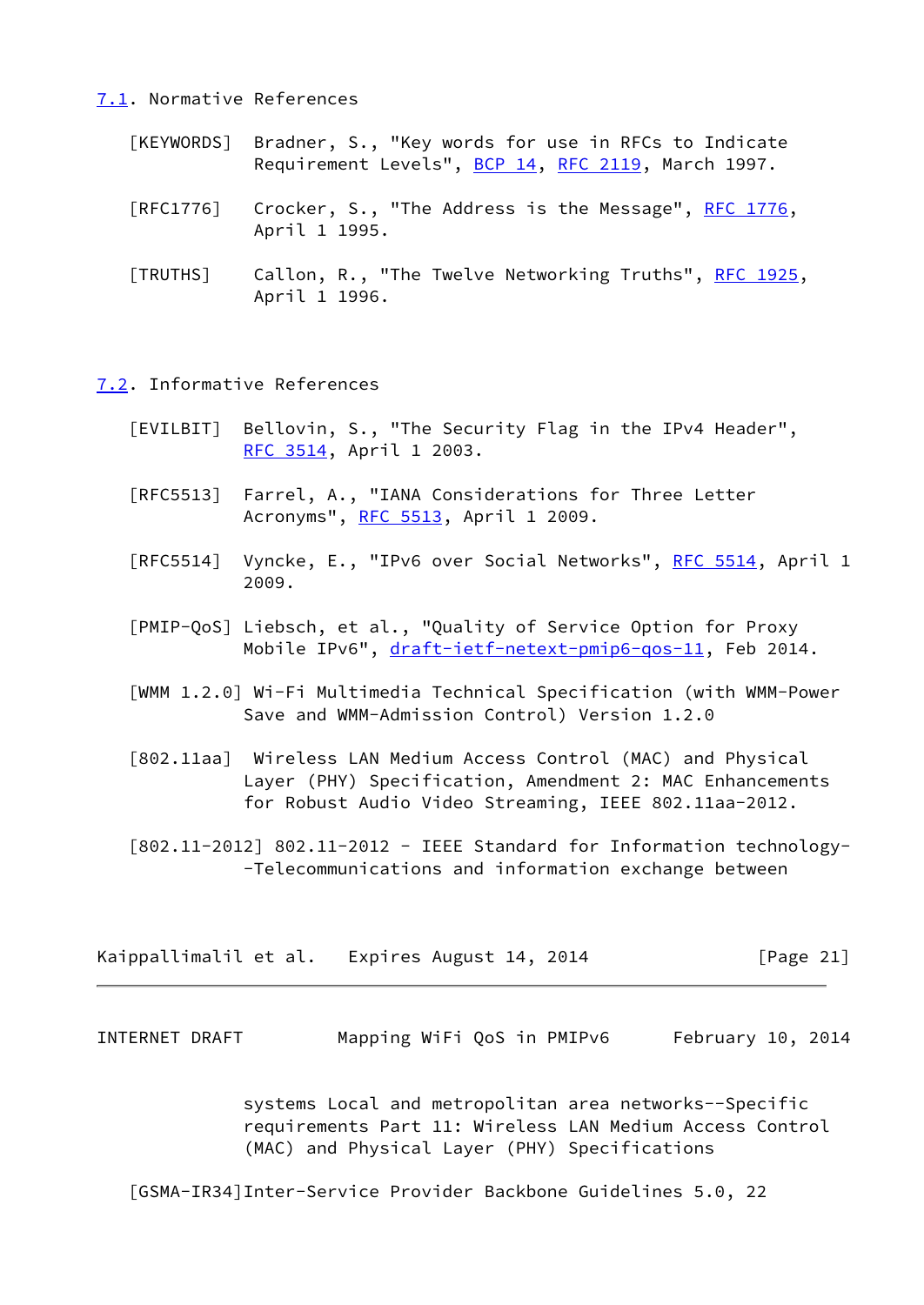## 7.1. Normative References

[KEYWORDS] Bradner, S., "Key words for use in RFCs to Indicate Requirement Levels", BCP 14, RFC 2119, March 1997.

[RFC1776] Crocker, S., "The Address is the Message", RFC 1776, April 1 1995.

[TRUTHS] Callon, R., "The Twelve Networking Truths", RFC 1925, April 1 1996.

## 7.2. Informative References

[EVILBIT] Bellovin, S., "The Security Flag in the IPv4 Header", RFC 3514, April 1 2003.

[RFC5513] Farrel, A., "IANA Considerations for Three Letter Acronyms", RFC 5513, April 1 2009.

[RFC5514] Vyncke, E., "IPv6 over Social Networks", RFC 5514, April 1 2009.

[PMIP-QoS] Liebsch, et al., "Quality of Service Option for Proxy Mobile IPv6", draft-ietf-netext-pmip6-qos-11, Feb 2014.

[WMM 1.2.0] Wi-Fi Multimedia Technical Specification (with WMM-Power Save and WMM-Admission Control) Version 1.2.0

[802.11aa] Wireless LAN Medium Access Control (MAC) and Physical Layer (PHY) Specification, Amendment 2: MAC Enhancements for Robust Audio Video Streaming, IEEE 802.11aa-2012.

[802.11-2012] 802.11-2012 - IEEE Standard for Information technology--Telecommunications and information exchange between systems Local and metropolitan area networks--Specific requirements Part 11: Wireless LAN Medium Access Control (MAC) and Physical Layer (PHY) Specifications

[GSMA-IR34]Inter-Service Provider Backbone Guidelines 5.0, 22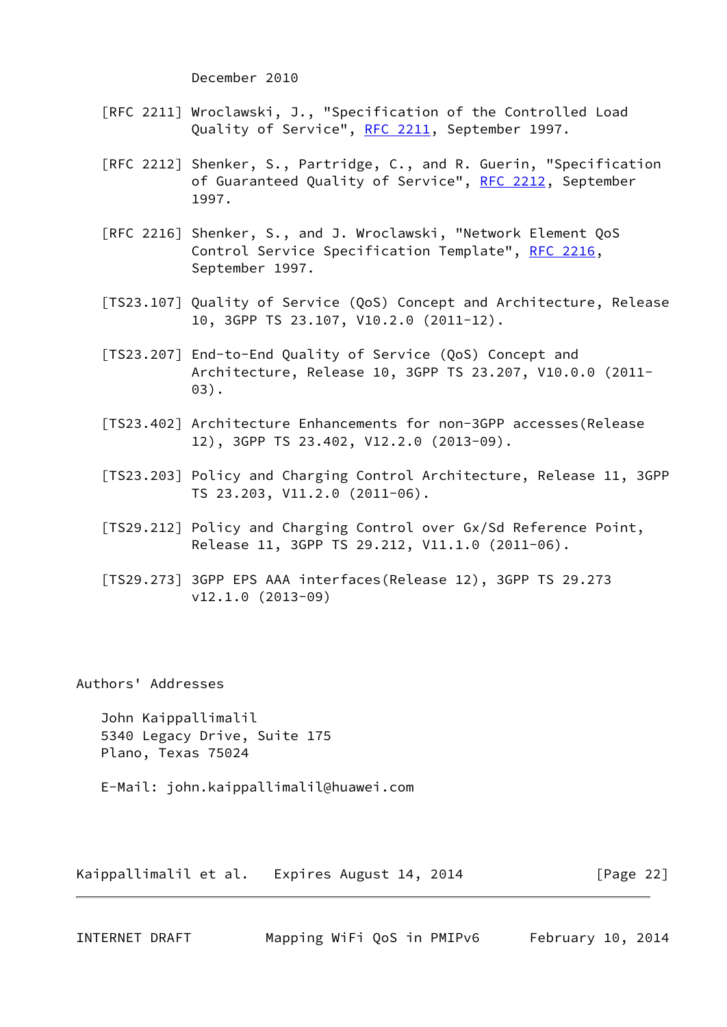December 2010

[RFC 2211] Wroclawski, J., "Specification of the Controlled Load Quality of Service", RFC 2211, September 1997.

[RFC 2212] Shenker, S., Partridge, C., and R. Guerin, "Specification of Guaranteed Quality of Service", RFC 2212, September 1997.

[RFC 2216] Shenker, S., and J. Wroclawski, "Network Element QoS Control Service Specification Template", RFC 2216, September 1997.

[TS23.107] Quality of Service (QoS) Concept and Architecture, Release 10, 3GPP TS 23.107, V10.2.0 (2011-12).

[TS23.207] End-to-End Quality of Service (QoS) Concept and Architecture, Release 10, 3GPP TS 23.207, V10.0.0 (2011-03).

[TS23.402] Architecture Enhancements for non-3GPP accesses(Release 12), 3GPP TS 23.402, V12.2.0 (2013-09).

[TS23.203] Policy and Charging Control Architecture, Release 11, 3GPP TS 23.203, V11.2.0 (2011-06).

[TS29.212] Policy and Charging Control over Gx/Sd Reference Point, Release 11, 3GPP TS 29.212, V11.1.0 (2011-06).

[TS29.273] 3GPP EPS AAA interfaces(Release 12), 3GPP TS 29.273 v12.1.0 (2013-09)

## Authors' Addresses

John Kaippallimalil
5340 Legacy Drive, Suite 175
Plano, Texas 75024

E-Mail: john.kaippallimalil@huawei.com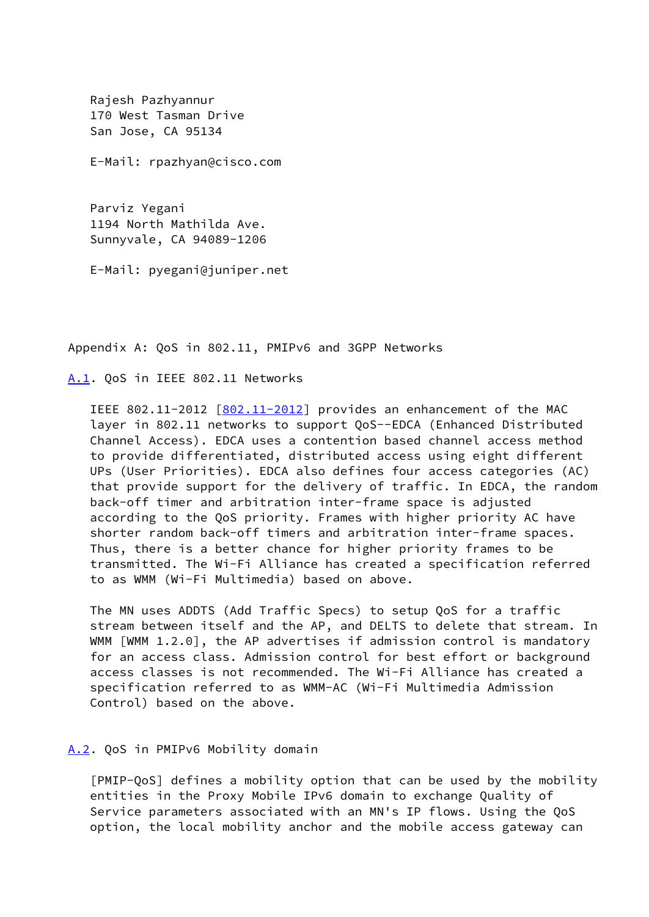Rajesh Pazhyannur
170 West Tasman Drive
San Jose, CA 95134

E-Mail: rpazhyan@cisco.com

Parviz Yegani
1194 North Mathilda Ave.
Sunnyvale, CA 94089-1206

E-Mail: pyegani@juniper.net

# Appendix A: QoS in 802.11, PMIPv6 and 3GPP Networks

## A.1. QoS in IEEE 802.11 Networks

IEEE 802.11-2012 [802.11-2012] provides an enhancement of the MAC layer in 802.11 networks to support QoS--EDCA (Enhanced Distributed Channel Access). EDCA uses a contention based channel access method to provide differentiated, distributed access using eight different UPs (User Priorities). EDCA also defines four access categories (AC) that provide support for the delivery of traffic. In EDCA, the random back-off timer and arbitration inter-frame space is adjusted according to the QoS priority. Frames with higher priority AC have shorter random back-off timers and arbitration inter-frame spaces. Thus, there is a better chance for higher priority frames to be transmitted. The Wi-Fi Alliance has created a specification referred to as WMM (Wi-Fi Multimedia) based on above.

The MN uses ADDTS (Add Traffic Specs) to setup QoS for a traffic stream between itself and the AP, and DELTS to delete that stream. In WMM [WMM 1.2.0], the AP advertises if admission control is mandatory for an access class. Admission control for best effort or background access classes is not recommended. The Wi-Fi Alliance has created a specification referred to as WMM-AC (Wi-Fi Multimedia Admission Control) based on the above.

## A.2. QoS in PMIPv6 Mobility domain

[PMIP-QoS] defines a mobility option that can be used by the mobility entities in the Proxy Mobile IPv6 domain to exchange Quality of Service parameters associated with an MN's IP flows. Using the QoS option, the local mobility anchor and the mobile access gateway can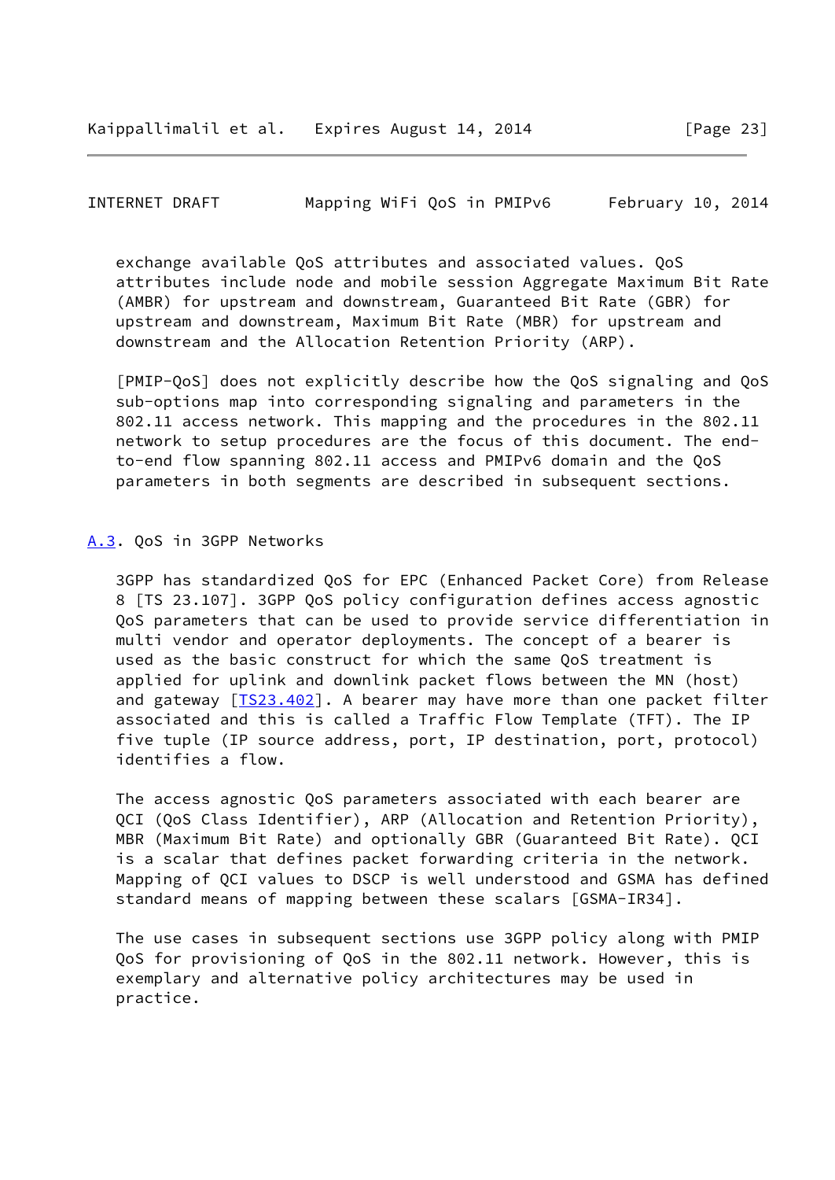exchange available QoS attributes and associated values. QoS attributes include node and mobile session Aggregate Maximum Bit Rate (AMBR) for upstream and downstream, Guaranteed Bit Rate (GBR) for upstream and downstream, Maximum Bit Rate (MBR) for upstream and downstream and the Allocation Retention Priority (ARP).

[PMIP-QoS] does not explicitly describe how the QoS signaling and QoS sub-options map into corresponding signaling and parameters in the 802.11 access network. This mapping and the procedures in the 802.11 network to setup procedures are the focus of this document. The end-to-end flow spanning 802.11 access and PMIPv6 domain and the QoS parameters in both segments are described in subsequent sections.

## A.3. QoS in 3GPP Networks

3GPP has standardized QoS for EPC (Enhanced Packet Core) from Release 8 [TS 23.107]. 3GPP QoS policy configuration defines access agnostic QoS parameters that can be used to provide service differentiation in multi vendor and operator deployments. The concept of a bearer is used as the basic construct for which the same QoS treatment is applied for uplink and downlink packet flows between the MN (host) and gateway [TS23.402]. A bearer may have more than one packet filter associated and this is called a Traffic Flow Template (TFT). The IP five tuple (IP source address, port, IP destination, port, protocol) identifies a flow.

The access agnostic QoS parameters associated with each bearer are QCI (QoS Class Identifier), ARP (Allocation and Retention Priority), MBR (Maximum Bit Rate) and optionally GBR (Guaranteed Bit Rate). QCI is a scalar that defines packet forwarding criteria in the network. Mapping of QCI values to DSCP is well understood and GSMA has defined standard means of mapping between these scalars [GSMA-IR34].

The use cases in subsequent sections use 3GPP policy along with PMIP QoS for provisioning of QoS in the 802.11 network. However, this is exemplary and alternative policy architectures may be used in practice.